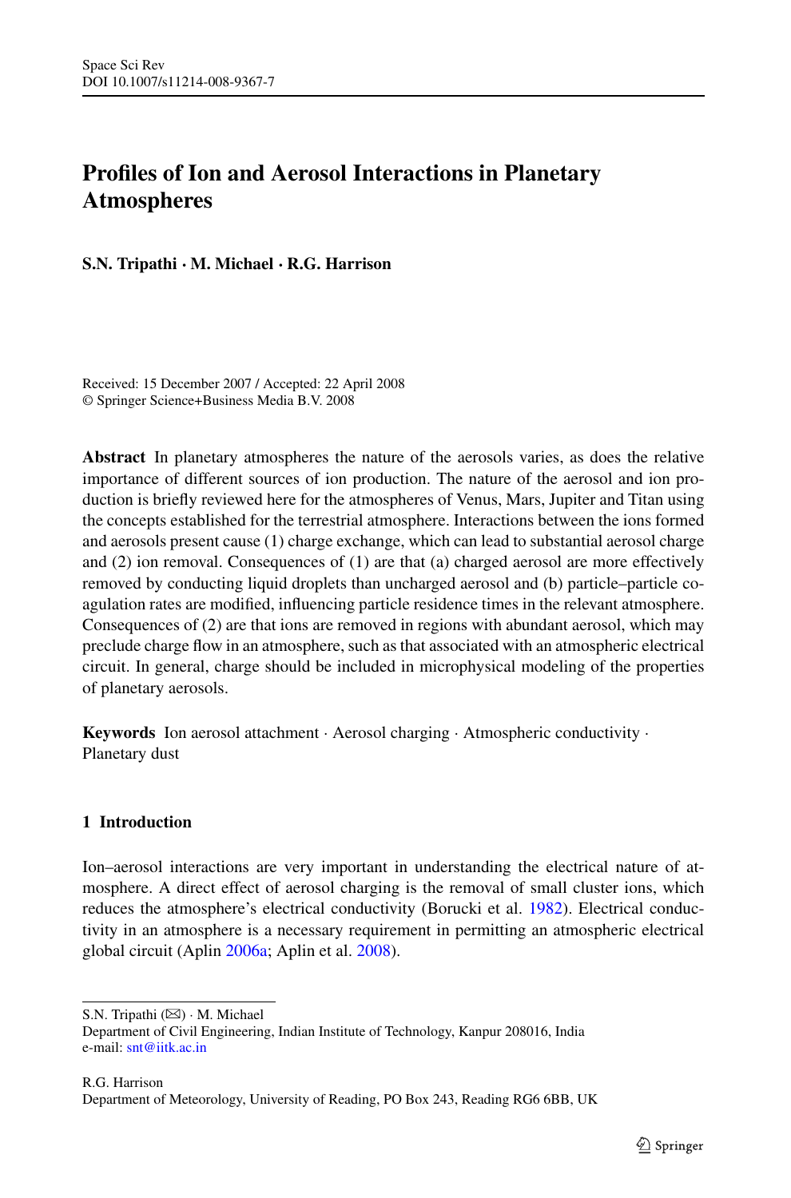# Profiles of Ion and Aerosol Interactions in Planetary Atmospheres

**S.N. Tripathi · M. Michael · R.G. Harrison**

Received: 15 December 2007 / Accepted: 22 April 2008
© Springer Science+Business Media B.V. 2008

**Abstract** In planetary atmospheres the nature of the aerosols varies, as does the relative importance of different sources of ion production. The nature of the aerosol and ion production is briefly reviewed here for the atmospheres of Venus, Mars, Jupiter and Titan using the concepts established for the terrestrial atmosphere. Interactions between the ions formed and aerosols present cause (1) charge exchange, which can lead to substantial aerosol charge and (2) ion removal. Consequences of (1) are that (a) charged aerosol are more effectively removed by conducting liquid droplets than uncharged aerosol and (b) particle–particle coagulation rates are modified, influencing particle residence times in the relevant atmosphere. Consequences of (2) are that ions are removed in regions with abundant aerosol, which may preclude charge flow in an atmosphere, such as that associated with an atmospheric electrical circuit. In general, charge should be included in microphysical modeling of the properties of planetary aerosols.

**Keywords** Ion aerosol attachment · Aerosol charging · Atmospheric conductivity · Planetary dust

## 1 Introduction

Ion–aerosol interactions are very important in understanding the electrical nature of atmosphere. A direct effect of aerosol charging is the removal of small cluster ions, which reduces the atmosphere's electrical conductivity (Borucki et al. 1982). Electrical conductivity in an atmosphere is a necessary requirement in permitting an atmospheric electrical global circuit (Aplin 2006a; Aplin et al. 2008).

---

S.N. Tripathi (✉) · M. Michael
Department of Civil Engineering, Indian Institute of Technology, Kanpur 208016, India
e-mail: snt@iitk.ac.in

R.G. Harrison
Department of Meteorology, University of Reading, PO Box 243, Reading RG6 6BB, UK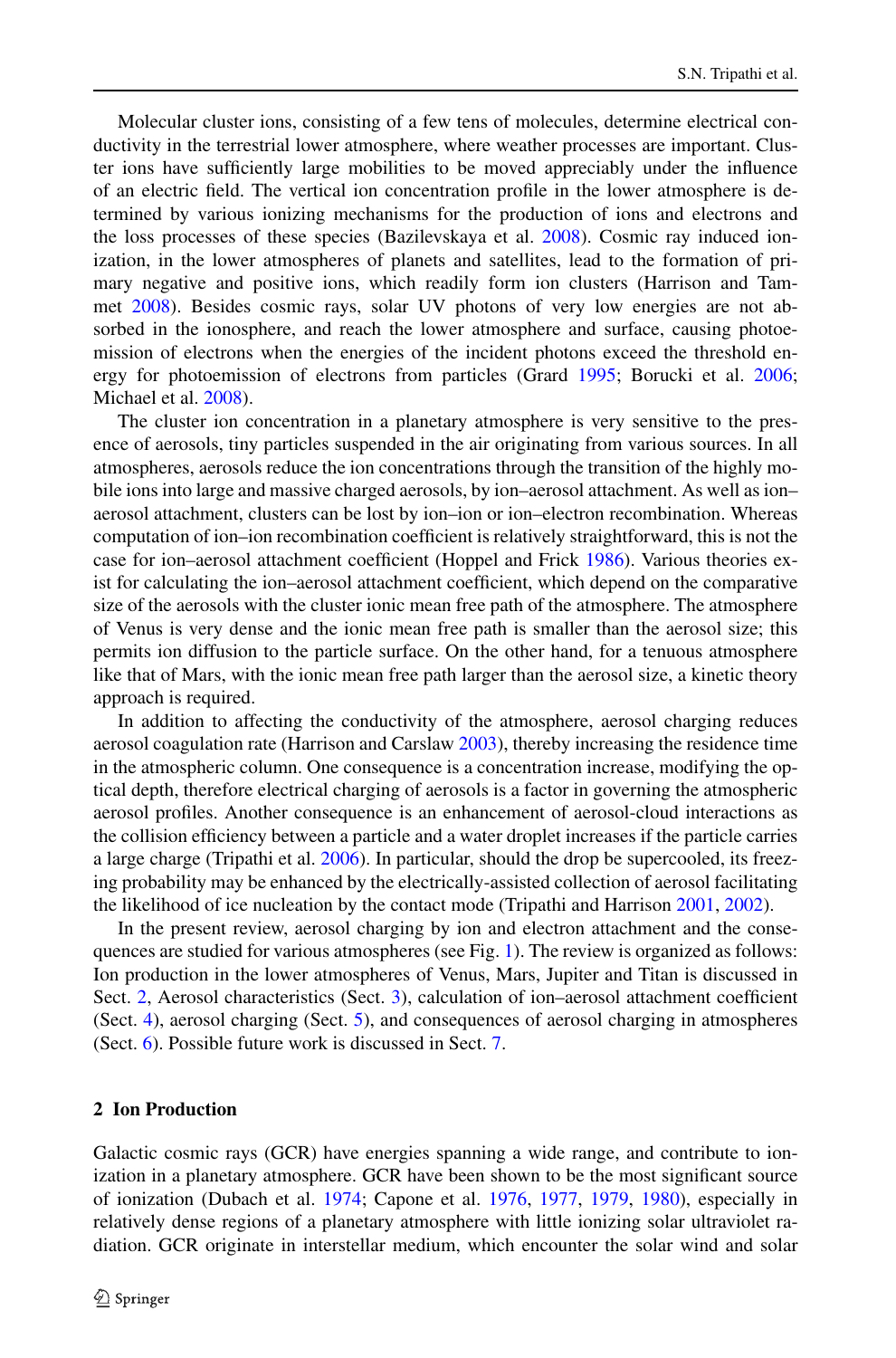Molecular cluster ions, consisting of a few tens of molecules, determine electrical conductivity in the terrestrial lower atmosphere, where weather processes are important. Cluster ions have sufficiently large mobilities to be moved appreciably under the influence of an electric field. The vertical ion concentration profile in the lower atmosphere is determined by various ionizing mechanisms for the production of ions and electrons and the loss processes of these species (Bazilevskaya et al. 2008). Cosmic ray induced ionization, in the lower atmospheres of planets and satellites, lead to the formation of primary negative and positive ions, which readily form ion clusters (Harrison and Tammet 2008). Besides cosmic rays, solar UV photons of very low energies are not absorbed in the ionosphere, and reach the lower atmosphere and surface, causing photoemission of electrons when the energies of the incident photons exceed the threshold energy for photoemission of electrons from particles (Grard 1995; Borucki et al. 2006; Michael et al. 2008).

The cluster ion concentration in a planetary atmosphere is very sensitive to the presence of aerosols, tiny particles suspended in the air originating from various sources. In all atmospheres, aerosols reduce the ion concentrations through the transition of the highly mobile ions into large and massive charged aerosols, by ion–aerosol attachment. As well as ion–aerosol attachment, clusters can be lost by ion–ion or ion–electron recombination. Whereas computation of ion–ion recombination coefficient is relatively straightforward, this is not the case for ion–aerosol attachment coefficient (Hoppel and Frick 1986). Various theories exist for calculating the ion–aerosol attachment coefficient, which depend on the comparative size of the aerosols with the cluster ionic mean free path of the atmosphere. The atmosphere of Venus is very dense and the ionic mean free path is smaller than the aerosol size; this permits ion diffusion to the particle surface. On the other hand, for a tenuous atmosphere like that of Mars, with the ionic mean free path larger than the aerosol size, a kinetic theory approach is required.

In addition to affecting the conductivity of the atmosphere, aerosol charging reduces aerosol coagulation rate (Harrison and Carslaw 2003), thereby increasing the residence time in the atmospheric column. One consequence is a concentration increase, modifying the optical depth, therefore electrical charging of aerosols is a factor in governing the atmospheric aerosol profiles. Another consequence is an enhancement of aerosol-cloud interactions as the collision efficiency between a particle and a water droplet increases if the particle carries a large charge (Tripathi et al. 2006). In particular, should the drop be supercooled, its freezing probability may be enhanced by the electrically-assisted collection of aerosol facilitating the likelihood of ice nucleation by the contact mode (Tripathi and Harrison 2001, 2002).

In the present review, aerosol charging by ion and electron attachment and the consequences are studied for various atmospheres (see Fig. 1). The review is organized as follows: Ion production in the lower atmospheres of Venus, Mars, Jupiter and Titan is discussed in Sect. 2, Aerosol characteristics (Sect. 3), calculation of ion–aerosol attachment coefficient (Sect. 4), aerosol charging (Sect. 5), and consequences of aerosol charging in atmospheres (Sect. 6). Possible future work is discussed in Sect. 7.

## 2 Ion Production

Galactic cosmic rays (GCR) have energies spanning a wide range, and contribute to ionization in a planetary atmosphere. GCR have been shown to be the most significant source of ionization (Dubach et al. 1974; Capone et al. 1976, 1977, 1979, 1980), especially in relatively dense regions of a planetary atmosphere with little ionizing solar ultraviolet radiation. GCR originate in interstellar medium, which encounter the solar wind and solar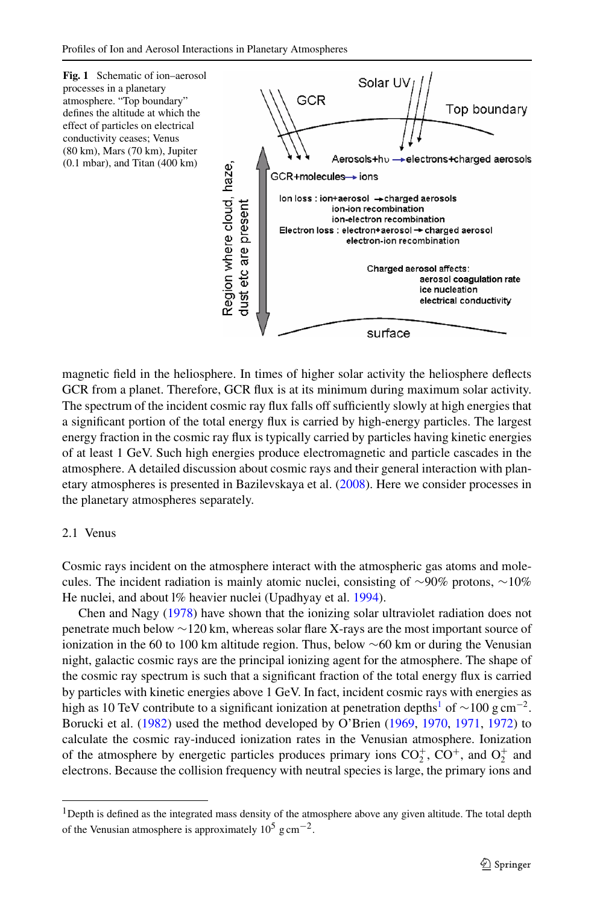**Fig. 1** Schematic of ion–aerosol processes in a planetary atmosphere. "Top boundary" defines the altitude at which the effect of particles on electrical conductivity ceases; Venus (80 km), Mars (70 km), Jupiter (0.1 mbar), and Titan (400 km)

magnetic field in the heliosphere. In times of higher solar activity the heliosphere deflects GCR from a planet. Therefore, GCR flux is at its minimum during maximum solar activity. The spectrum of the incident cosmic ray flux falls off sufficiently slowly at high energies that a significant portion of the total energy flux is carried by high-energy particles. The largest energy fraction in the cosmic ray flux is typically carried by particles having kinetic energies of at least 1 GeV. Such high energies produce electromagnetic and particle cascades in the atmosphere. A detailed discussion about cosmic rays and their general interaction with planetary atmospheres is presented in Bazilevskaya et al. (2008). Here we consider processes in the planetary atmospheres separately.

## 2.1 Venus

Cosmic rays incident on the atmosphere interact with the atmospheric gas atoms and molecules. The incident radiation is mainly atomic nuclei, consisting of ∼90% protons, ∼10% He nuclei, and about 1% heavier nuclei (Upadhyay et al. 1994).

Chen and Nagy (1978) have shown that the ionizing solar ultraviolet radiation does not penetrate much below ∼120 km, whereas solar flare X-rays are the most important source of ionization in the 60 to 100 km altitude region. Thus, below ∼60 km or during the Venusian night, galactic cosmic rays are the principal ionizing agent for the atmosphere. The shape of the cosmic ray spectrum is such that a significant fraction of the total energy flux is carried by particles with kinetic energies above 1 GeV. In fact, incident cosmic rays with energies as high as 10 TeV contribute to a significant ionization at penetration depths[1] of $\sim 100\ \mathrm{g\,cm^{-2}}$. Borucki et al. (1982) used the method developed by O'Brien (1969, 1970, 1971, 1972) to calculate the cosmic ray-induced ionization rates in the Venusian atmosphere. Ionization of the atmosphere by energetic particles produces primary ions $CO_2^+$, $CO^+$, and $O_2^+$ and electrons. Because the collision frequency with neutral species is large, the primary ions and

[1] Depth is defined as the integrated mass density of the atmosphere above any given altitude. The total depth of the Venusian atmosphere is approximately $10^5\ \mathrm{g\,cm^{-2}}$.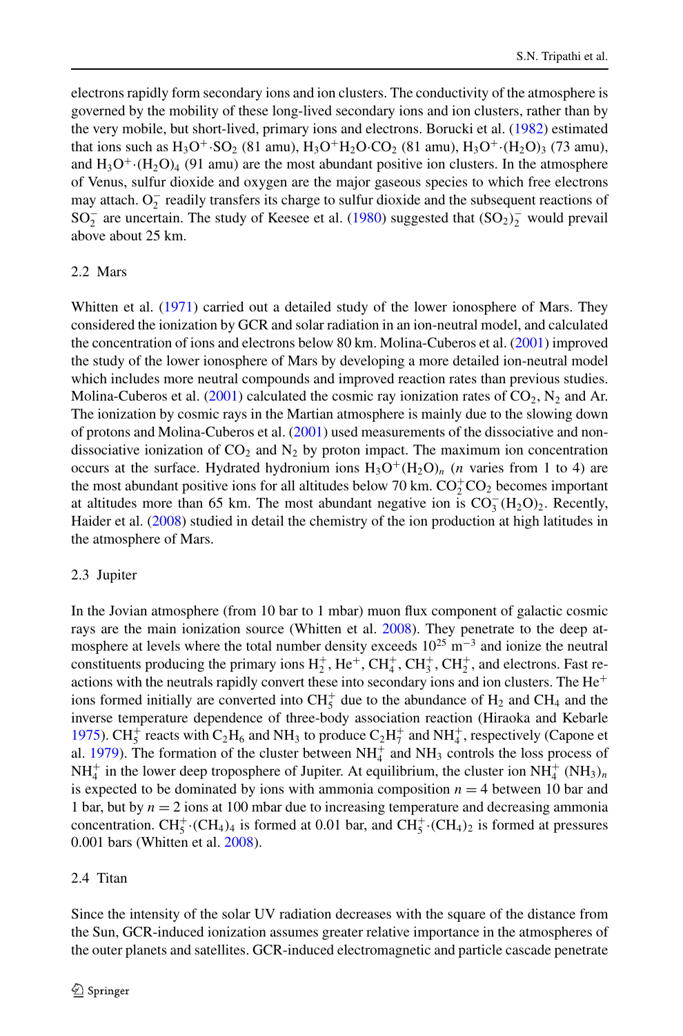electrons rapidly form secondary ions and ion clusters. The conductivity of the atmosphere is governed by the mobility of these long-lived secondary ions and ion clusters, rather than by the very mobile, but short-lived, primary ions and electrons. Borucki et al. (1982) estimated that ions such as $H_3O^+ \cdot SO_2$ (81 amu), $H_3O^+ H_2O \cdot CO_2$ (81 amu), $H_3O^+ \cdot (H_2O)_3$ (73 amu), and $H_3O^+ \cdot (H_2O)_4$ (91 amu) are the most abundant positive ion clusters. In the atmosphere of Venus, sulfur dioxide and oxygen are the major gaseous species to which free electrons may attach. $O_2^-$ readily transfers its charge to sulfur dioxide and the subsequent reactions of $SO_2^-$ are uncertain. The study of Keesee et al. (1980) suggested that $(SO_2)_2^-$ would prevail above about 25 km.

### 2.2 Mars

Whitten et al. (1971) carried out a detailed study of the lower ionosphere of Mars. They considered the ionization by GCR and solar radiation in an ion-neutral model, and calculated the concentration of ions and electrons below 80 km. Molina-Cuberos et al. (2001) improved the study of the lower ionosphere of Mars by developing a more detailed ion-neutral model which includes more neutral compounds and improved reaction rates than previous studies. Molina-Cuberos et al. (2001) calculated the cosmic ray ionization rates of $CO_2$, $N_2$ and Ar. The ionization by cosmic rays in the Martian atmosphere is mainly due to the slowing down of protons and Molina-Cuberos et al. (2001) used measurements of the dissociative and non-dissociative ionization of $CO_2$ and $N_2$ by proton impact. The maximum ion concentration occurs at the surface. Hydrated hydronium ions $H_3O^+(H_2O)_n$ ($n$ varies from 1 to 4) are the most abundant positive ions for all altitudes below 70 km. $CO_2^+ CO_2$ becomes important at altitudes more than 65 km. The most abundant negative ion is $CO_3^-(H_2O)_2$. Recently, Haider et al. (2008) studied in detail the chemistry of the ion production at high latitudes in the atmosphere of Mars.

### 2.3 Jupiter

In the Jovian atmosphere (from 10 bar to 1 mbar) muon flux component of galactic cosmic rays are the main ionization source (Whitten et al. 2008). They penetrate to the deep atmosphere at levels where the total number density exceeds $10^{25}$ m$^{-3}$ and ionize the neutral constituents producing the primary ions $H_2^+$, $He^+$, $CH_4^+$, $CH_3^+$, $CH_2^+$, and electrons. Fast reactions with the neutrals rapidly convert these into secondary ions and ion clusters. The $He^+$ ions formed initially are converted into $CH_5^+$ due to the abundance of $H_2$ and $CH_4$ and the inverse temperature dependence of three-body association reaction (Hiraoka and Kebarle 1975). $CH_5^+$ reacts with $C_2H_6$ and $NH_3$ to produce $C_2H_7^+$ and $NH_4^+$, respectively (Capone et al. 1979). The formation of the cluster between $NH_4^+$ and $NH_3$ controls the loss process of $NH_4^+$ in the lower deep troposphere of Jupiter. At equilibrium, the cluster ion $NH_4^+ (NH_3)_n$ is expected to be dominated by ions with ammonia composition $n = 4$ between 10 bar and 1 bar, but by $n = 2$ ions at 100 mbar due to increasing temperature and decreasing ammonia concentration. $CH_5^+ \cdot (CH_4)_4$ is formed at 0.01 bar, and $CH_5^+ \cdot (CH_4)_2$ is formed at pressures 0.001 bars (Whitten et al. 2008).

### 2.4 Titan

Since the intensity of the solar UV radiation decreases with the square of the distance from the Sun, GCR-induced ionization assumes greater relative importance in the atmospheres of the outer planets and satellites. GCR-induced electromagnetic and particle cascade penetrate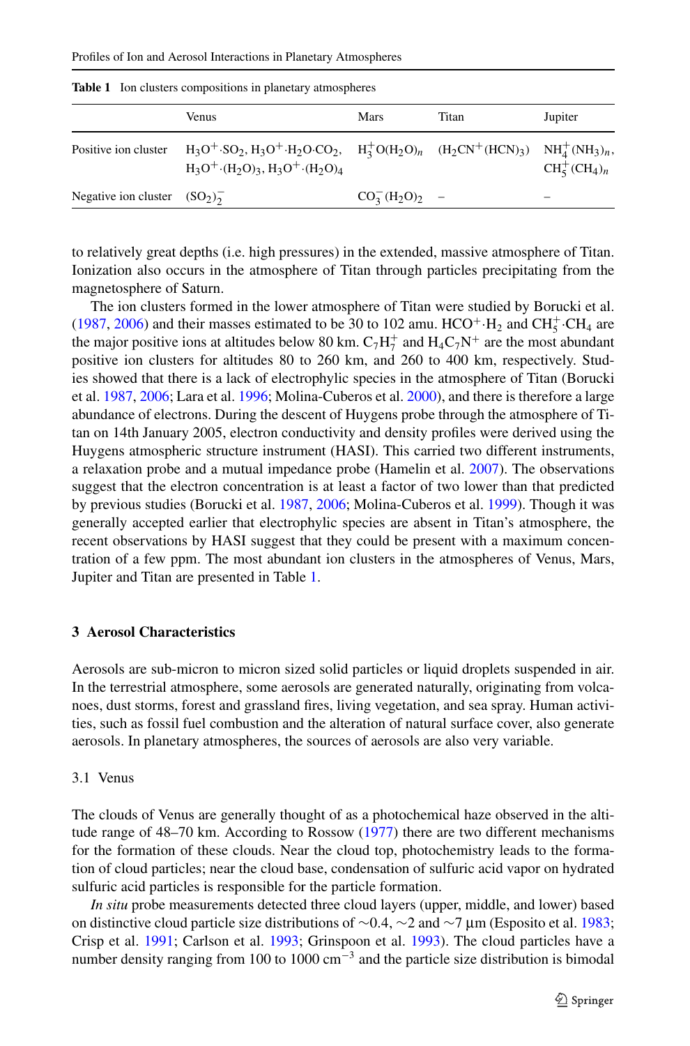**Table 1** Ion clusters compositions in planetary atmospheres

| | Venus | Mars | Titan | Jupiter |
|---|---|---|---|---|
| Positive ion cluster | $H_3O^+ \cdot SO_2$, $H_3O^+ \cdot H_2O \cdot CO_2$, $H_3O^+ \cdot (H_2O)_3$, $H_3O^+ \cdot (H_2O)_4$ | $H_3^+O(H_2O)_n$ | $(H_2CN^+(HCN)_3)$ | $NH_4^+(NH_3)_n$, $CH_5^+(CH_4)_n$ |
| Negative ion cluster | $(SO_2)_2^-$ | $CO_3^-(H_2O)_2$ | – | – |

to relatively great depths (i.e. high pressures) in the extended, massive atmosphere of Titan. Ionization also occurs in the atmosphere of Titan through particles precipitating from the magnetosphere of Saturn.

The ion clusters formed in the lower atmosphere of Titan were studied by Borucki et al. (1987, 2006) and their masses estimated to be 30 to 102 amu. $HCO^+ \cdot H_2$ and $CH_5^+ \cdot CH_4$ are the major positive ions at altitudes below 80 km. $C_7H_7^+$ and $H_4C_7N^+$ are the most abundant positive ion clusters for altitudes 80 to 260 km, and 260 to 400 km, respectively. Studies showed that there is a lack of electrophylic species in the atmosphere of Titan (Borucki et al. 1987, 2006; Lara et al. 1996; Molina-Cuberos et al. 2000), and there is therefore a large abundance of electrons. During the descent of Huygens probe through the atmosphere of Titan on 14th January 2005, electron conductivity and density profiles were derived using the Huygens atmospheric structure instrument (HASI). This carried two different instruments, a relaxation probe and a mutual impedance probe (Hamelin et al. 2007). The observations suggest that the electron concentration is at least a factor of two lower than that predicted by previous studies (Borucki et al. 1987, 2006; Molina-Cuberos et al. 1999). Though it was generally accepted earlier that electrophylic species are absent in Titan's atmosphere, the recent observations by HASI suggest that they could be present with a maximum concentration of a few ppm. The most abundant ion clusters in the atmospheres of Venus, Mars, Jupiter and Titan are presented in Table 1.

## 3 Aerosol Characteristics

Aerosols are sub-micron to micron sized solid particles or liquid droplets suspended in air. In the terrestrial atmosphere, some aerosols are generated naturally, originating from volcanoes, dust storms, forest and grassland fires, living vegetation, and sea spray. Human activities, such as fossil fuel combustion and the alteration of natural surface cover, also generate aerosols. In planetary atmospheres, the sources of aerosols are also very variable.

### 3.1 Venus

The clouds of Venus are generally thought of as a photochemical haze observed in the altitude range of 48–70 km. According to Rossow (1977) there are two different mechanisms for the formation of these clouds. Near the cloud top, photochemistry leads to the formation of cloud particles; near the cloud base, condensation of sulfuric acid vapor on hydrated sulfuric acid particles is responsible for the particle formation.

*In situ* probe measurements detected three cloud layers (upper, middle, and lower) based on distinctive cloud particle size distributions of ∼0.4, ∼2 and ∼7 μm (Esposito et al. 1983; Crisp et al. 1991; Carlson et al. 1993; Grinspoon et al. 1993). The cloud particles have a number density ranging from 100 to 1000 $cm^{-3}$ and the particle size distribution is bimodal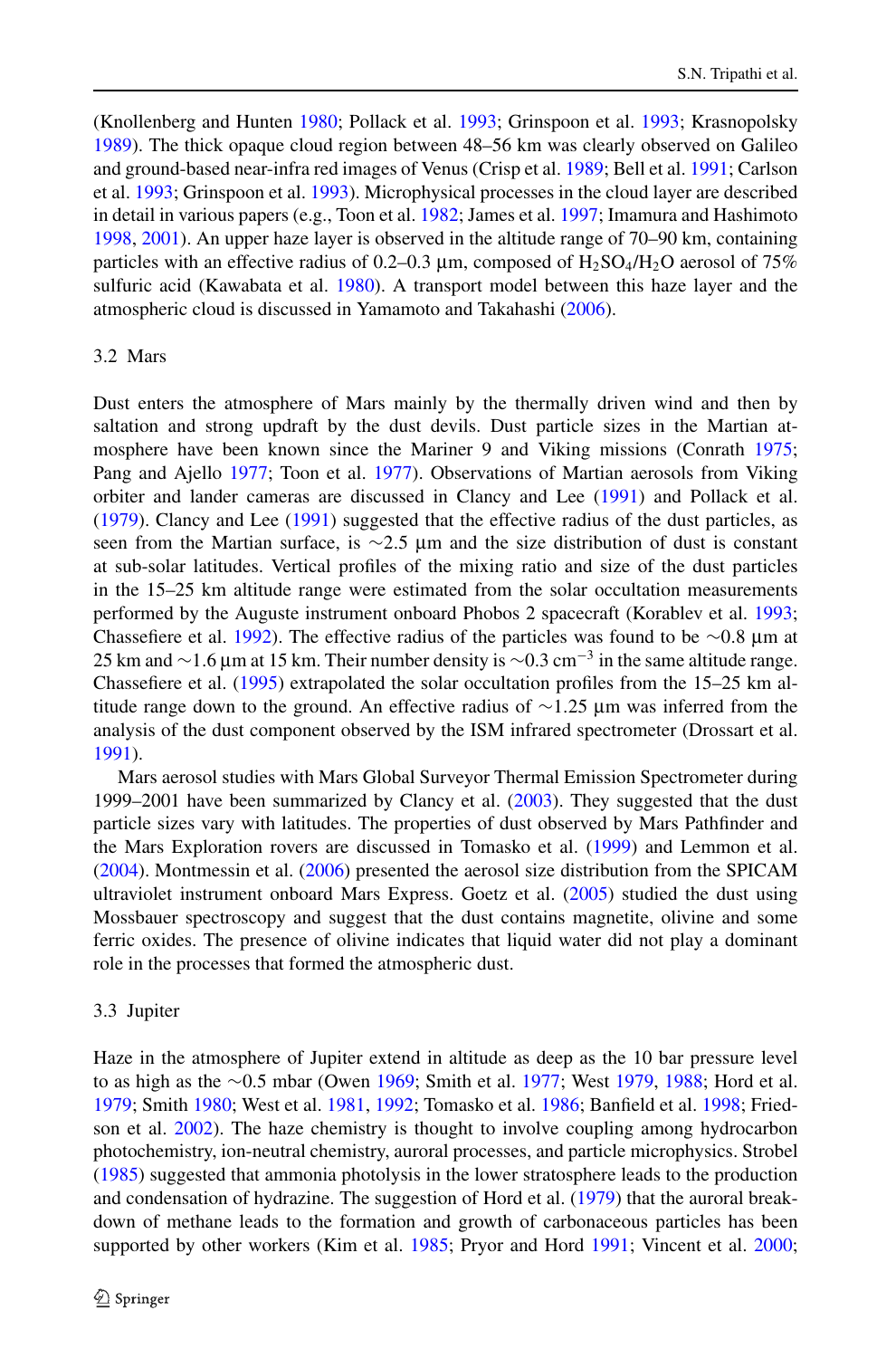(Knollenberg and Hunten 1980; Pollack et al. 1993; Grinspoon et al. 1993; Krasnopolsky 1989). The thick opaque cloud region between 48–56 km was clearly observed on Galileo and ground-based near-infra red images of Venus (Crisp et al. 1989; Bell et al. 1991; Carlson et al. 1993; Grinspoon et al. 1993). Microphysical processes in the cloud layer are described in detail in various papers (e.g., Toon et al. 1982; James et al. 1997; Imamura and Hashimoto 1998, 2001). An upper haze layer is observed in the altitude range of 70–90 km, containing particles with an effective radius of 0.2–0.3 μm, composed of $H_2SO_4/H_2O$ aerosol of 75% sulfuric acid (Kawabata et al. 1980). A transport model between this haze layer and the atmospheric cloud is discussed in Yamamoto and Takahashi (2006).

### 3.2 Mars

Dust enters the atmosphere of Mars mainly by the thermally driven wind and then by saltation and strong updraft by the dust devils. Dust particle sizes in the Martian atmosphere have been known since the Mariner 9 and Viking missions (Conrath 1975; Pang and Ajello 1977; Toon et al. 1977). Observations of Martian aerosols from Viking orbiter and lander cameras are discussed in Clancy and Lee (1991) and Pollack et al. (1979). Clancy and Lee (1991) suggested that the effective radius of the dust particles, as seen from the Martian surface, is ∼2.5 μm and the size distribution of dust is constant at sub-solar latitudes. Vertical profiles of the mixing ratio and size of the dust particles in the 15–25 km altitude range were estimated from the solar occultation measurements performed by the Auguste instrument onboard Phobos 2 spacecraft (Korablev et al. 1993; Chassefiere et al. 1992). The effective radius of the particles was found to be ∼0.8 μm at 25 km and ∼1.6 μm at 15 km. Their number density is ∼0.3 $cm^{-3}$ in the same altitude range. Chassefiere et al. (1995) extrapolated the solar occultation profiles from the 15–25 km altitude range down to the ground. An effective radius of ∼1.25 μm was inferred from the analysis of the dust component observed by the ISM infrared spectrometer (Drossart et al. 1991).

Mars aerosol studies with Mars Global Surveyor Thermal Emission Spectrometer during 1999–2001 have been summarized by Clancy et al. (2003). They suggested that the dust particle sizes vary with latitudes. The properties of dust observed by Mars Pathfinder and the Mars Exploration rovers are discussed in Tomasko et al. (1999) and Lemmon et al. (2004). Montmessin et al. (2006) presented the aerosol size distribution from the SPICAM ultraviolet instrument onboard Mars Express. Goetz et al. (2005) studied the dust using Mossbauer spectroscopy and suggest that the dust contains magnetite, olivine and some ferric oxides. The presence of olivine indicates that liquid water did not play a dominant role in the processes that formed the atmospheric dust.

### 3.3 Jupiter

Haze in the atmosphere of Jupiter extend in altitude as deep as the 10 bar pressure level to as high as the ∼0.5 mbar (Owen 1969; Smith et al. 1977; West 1979, 1988; Hord et al. 1979; Smith 1980; West et al. 1981, 1992; Tomasko et al. 1986; Banfield et al. 1998; Friedson et al. 2002). The haze chemistry is thought to involve coupling among hydrocarbon photochemistry, ion-neutral chemistry, auroral processes, and particle microphysics. Strobel (1985) suggested that ammonia photolysis in the lower stratosphere leads to the production and condensation of hydrazine. The suggestion of Hord et al. (1979) that the auroral breakdown of methane leads to the formation and growth of carbonaceous particles has been supported by other workers (Kim et al. 1985; Pryor and Hord 1991; Vincent et al. 2000;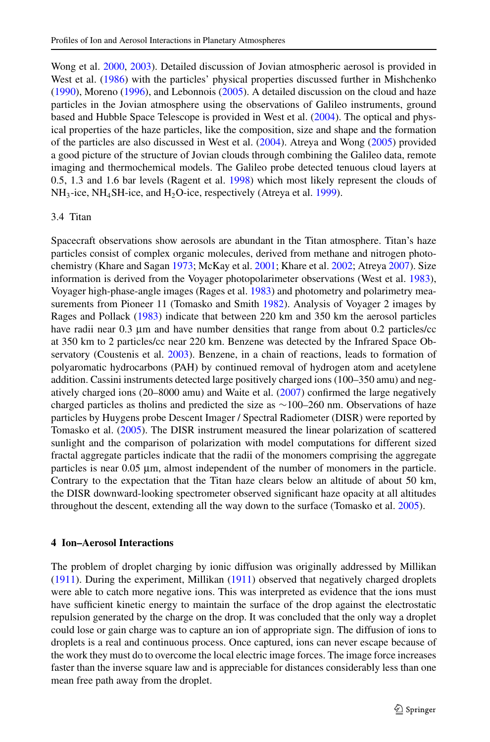Wong et al. 2000, 2003). Detailed discussion of Jovian atmospheric aerosol is provided in West et al. (1986) with the particles' physical properties discussed further in Mishchenko (1990), Moreno (1996), and Lebonnois (2005). A detailed discussion on the cloud and haze particles in the Jovian atmosphere using the observations of Galileo instruments, ground based and Hubble Space Telescope is provided in West et al. (2004). The optical and physical properties of the haze particles, like the composition, size and shape and the formation of the particles are also discussed in West et al. (2004). Atreya and Wong (2005) provided a good picture of the structure of Jovian clouds through combining the Galileo data, remote imaging and thermochemical models. The Galileo probe detected tenuous cloud layers at 0.5, 1.3 and 1.6 bar levels (Ragent et al. 1998) which most likely represent the clouds of $NH_3$-ice, $NH_4SH$-ice, and $H_2O$-ice, respectively (Atreya et al. 1999).

### 3.4 Titan

Spacecraft observations show aerosols are abundant in the Titan atmosphere. Titan's haze particles consist of complex organic molecules, derived from methane and nitrogen photochemistry (Khare and Sagan 1973; McKay et al. 2001; Khare et al. 2002; Atreya 2007). Size information is derived from the Voyager photopolarimeter observations (West et al. 1983), Voyager high-phase-angle images (Rages et al. 1983) and photometry and polarimetry measurements from Pioneer 11 (Tomasko and Smith 1982). Analysis of Voyager 2 images by Rages and Pollack (1983) indicate that between 220 km and 350 km the aerosol particles have radii near 0.3 µm and have number densities that range from about 0.2 particles/cc at 350 km to 2 particles/cc near 220 km. Benzene was detected by the Infrared Space Observatory (Coustenis et al. 2003). Benzene, in a chain of reactions, leads to formation of polyaromatic hydrocarbons (PAH) by continued removal of hydrogen atom and acetylene addition. Cassini instruments detected large positively charged ions (100–350 amu) and negatively charged ions (20–8000 amu) and Waite et al. (2007) confirmed the large negatively charged particles as tholins and predicted the size as ∼100–260 nm. Observations of haze particles by Huygens probe Descent Imager / Spectral Radiometer (DISR) were reported by Tomasko et al. (2005). The DISR instrument measured the linear polarization of scattered sunlight and the comparison of polarization with model computations for different sized fractal aggregate particles indicate that the radii of the monomers comprising the aggregate particles is near 0.05 µm, almost independent of the number of monomers in the particle. Contrary to the expectation that the Titan haze clears below an altitude of about 50 km, the DISR downward-looking spectrometer observed significant haze opacity at all altitudes throughout the descent, extending all the way down to the surface (Tomasko et al. 2005).

## 4 Ion–Aerosol Interactions

The problem of droplet charging by ionic diffusion was originally addressed by Millikan (1911). During the experiment, Millikan (1911) observed that negatively charged droplets were able to catch more negative ions. This was interpreted as evidence that the ions must have sufficient kinetic energy to maintain the surface of the drop against the electrostatic repulsion generated by the charge on the drop. It was concluded that the only way a droplet could lose or gain charge was to capture an ion of appropriate sign. The diffusion of ions to droplets is a real and continuous process. Once captured, ions can never escape because of the work they must do to overcome the local electric image forces. The image force increases faster than the inverse square law and is appreciable for distances considerably less than one mean free path away from the droplet.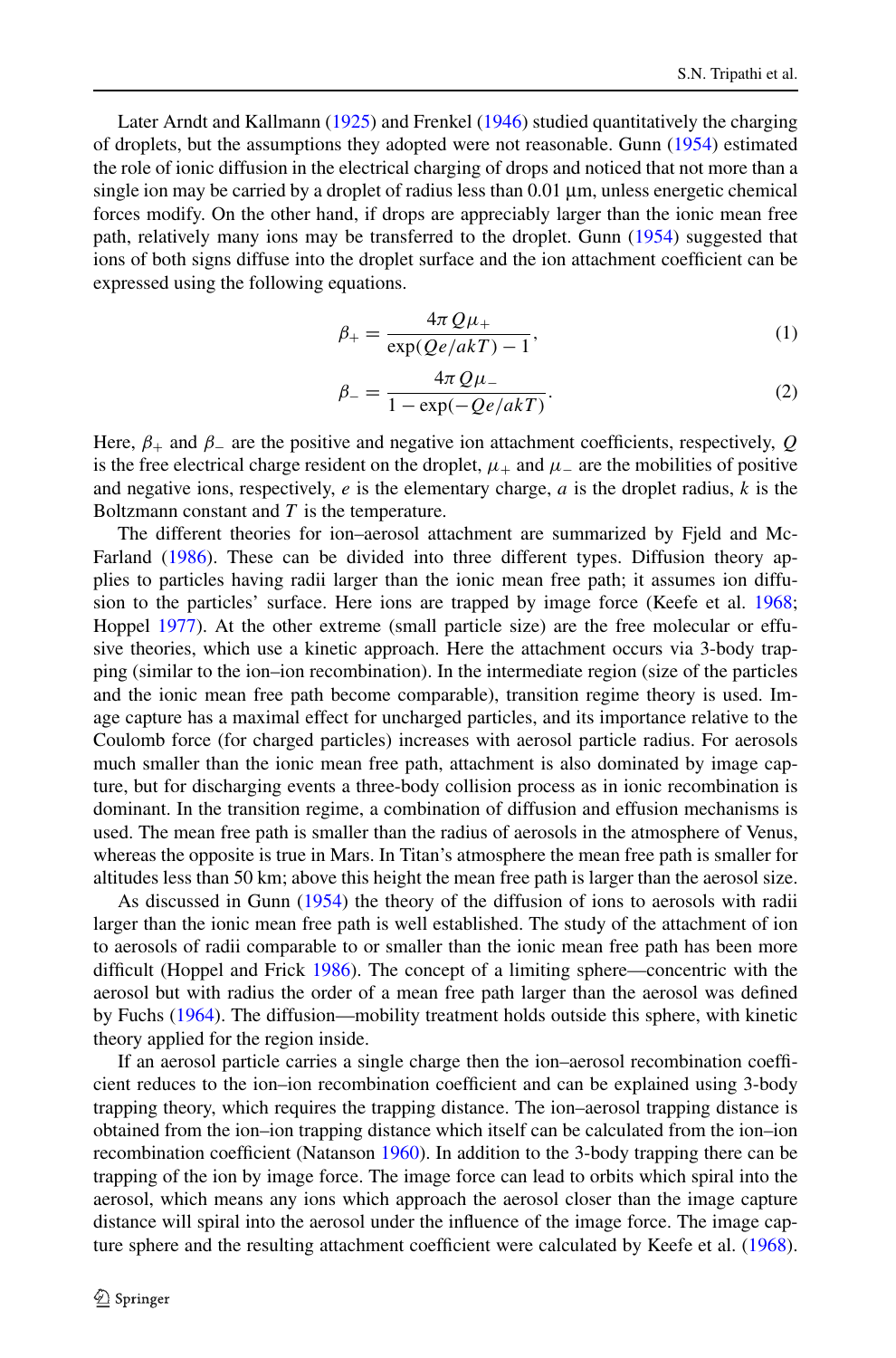Later Arndt and Kallmann (1925) and Frenkel (1946) studied quantitatively the charging of droplets, but the assumptions they adopted were not reasonable. Gunn (1954) estimated the role of ionic diffusion in the electrical charging of drops and noticed that not more than a single ion may be carried by a droplet of radius less than 0.01 µm, unless energetic chemical forces modify. On the other hand, if drops are appreciably larger than the ionic mean free path, relatively many ions may be transferred to the droplet. Gunn (1954) suggested that ions of both signs diffuse into the droplet surface and the ion attachment coefficient can be expressed using the following equations.

$$\beta_+ = \frac{4\pi Q \mu_+}{\exp(Qe/akT) - 1}, \tag{1}$$

$$\beta_- = \frac{4\pi Q \mu_-}{1 - \exp(-Qe/akT)}. \tag{2}$$

Here, $\beta_+$ and $\beta_-$ are the positive and negative ion attachment coefficients, respectively, $Q$ is the free electrical charge resident on the droplet, $\mu_+$ and $\mu_-$ are the mobilities of positive and negative ions, respectively, $e$ is the elementary charge, $a$ is the droplet radius, $k$ is the Boltzmann constant and $T$ is the temperature.

The different theories for ion–aerosol attachment are summarized by Fjeld and McFarland (1986). These can be divided into three different types. Diffusion theory applies to particles having radii larger than the ionic mean free path; it assumes ion diffusion to the particles' surface. Here ions are trapped by image force (Keefe et al. 1968; Hoppel 1977). At the other extreme (small particle size) are the free molecular or effusive theories, which use a kinetic approach. Here the attachment occurs via 3-body trapping (similar to the ion–ion recombination). In the intermediate region (size of the particles and the ionic mean free path become comparable), transition regime theory is used. Image capture has a maximal effect for uncharged particles, and its importance relative to the Coulomb force (for charged particles) increases with aerosol particle radius. For aerosols much smaller than the ionic mean free path, attachment is also dominated by image capture, but for discharging events a three-body collision process as in ionic recombination is dominant. In the transition regime, a combination of diffusion and effusion mechanisms is used. The mean free path is smaller than the radius of aerosols in the atmosphere of Venus, whereas the opposite is true in Mars. In Titan's atmosphere the mean free path is smaller for altitudes less than 50 km; above this height the mean free path is larger than the aerosol size.

As discussed in Gunn (1954) the theory of the diffusion of ions to aerosols with radii larger than the ionic mean free path is well established. The study of the attachment of ion to aerosols of radii comparable to or smaller than the ionic mean free path has been more difficult (Hoppel and Frick 1986). The concept of a limiting sphere—concentric with the aerosol but with radius the order of a mean free path larger than the aerosol was defined by Fuchs (1964). The diffusion—mobility treatment holds outside this sphere, with kinetic theory applied for the region inside.

If an aerosol particle carries a single charge then the ion–aerosol recombination coefficient reduces to the ion–ion recombination coefficient and can be explained using 3-body trapping theory, which requires the trapping distance. The ion–aerosol trapping distance is obtained from the ion–ion trapping distance which itself can be calculated from the ion–ion recombination coefficient (Natanson 1960). In addition to the 3-body trapping there can be trapping of the ion by image force. The image force can lead to orbits which spiral into the aerosol, which means any ions which approach the aerosol closer than the image capture distance will spiral into the aerosol under the influence of the image force. The image capture sphere and the resulting attachment coefficient were calculated by Keefe et al. (1968).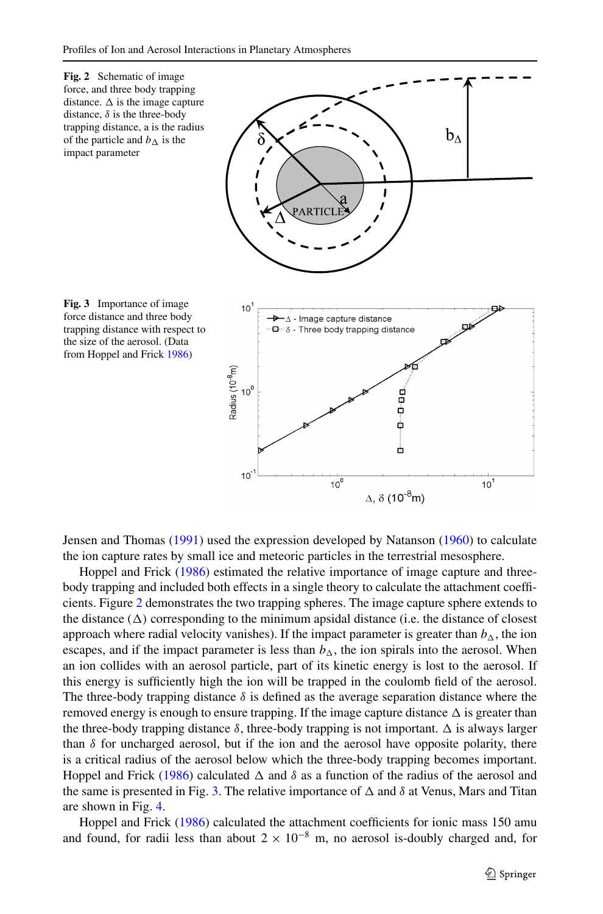**Fig. 2** Schematic of image force, and three body trapping distance. $\Delta$ is the image capture distance, $\delta$ is the three-body trapping distance, a is the radius of the particle and $b_\Delta$ is the impact parameter

**Fig. 3** Importance of image force distance and three body trapping distance with respect to the size of the aerosol. (Data from Hoppel and Frick 1986)

Jensen and Thomas (1991) used the expression developed by Natanson (1960) to calculate the ion capture rates by small ice and meteoric particles in the terrestrial mesosphere.

Hoppel and Frick (1986) estimated the relative importance of image capture and three-body trapping and included both effects in a single theory to calculate the attachment coefficients. Figure 2 demonstrates the two trapping spheres. The image capture sphere extends to the distance ($\Delta$) corresponding to the minimum apsidal distance (i.e. the distance of closest approach where radial velocity vanishes). If the impact parameter is greater than $b_\Delta$, the ion escapes, and if the impact parameter is less than $b_\Delta$, the ion spirals into the aerosol. When an ion collides with an aerosol particle, part of its kinetic energy is lost to the aerosol. If this energy is sufficiently high the ion will be trapped in the coulomb field of the aerosol. The three-body trapping distance $\delta$ is defined as the average separation distance where the removed energy is enough to ensure trapping. If the image capture distance $\Delta$ is greater than the three-body trapping distance $\delta$, three-body trapping is not important. $\Delta$ is always larger than $\delta$ for uncharged aerosol, but if the ion and the aerosol have opposite polarity, there is a critical radius of the aerosol below which the three-body trapping becomes important. Hoppel and Frick (1986) calculated $\Delta$ and $\delta$ as a function of the radius of the aerosol and the same is presented in Fig. 3. The relative importance of $\Delta$ and $\delta$ at Venus, Mars and Titan are shown in Fig. 4.

Hoppel and Frick (1986) calculated the attachment coefficients for ionic mass 150 amu and found, for radii less than about $2 \times 10^{-8}$ m, no aerosol is-doubly charged and, for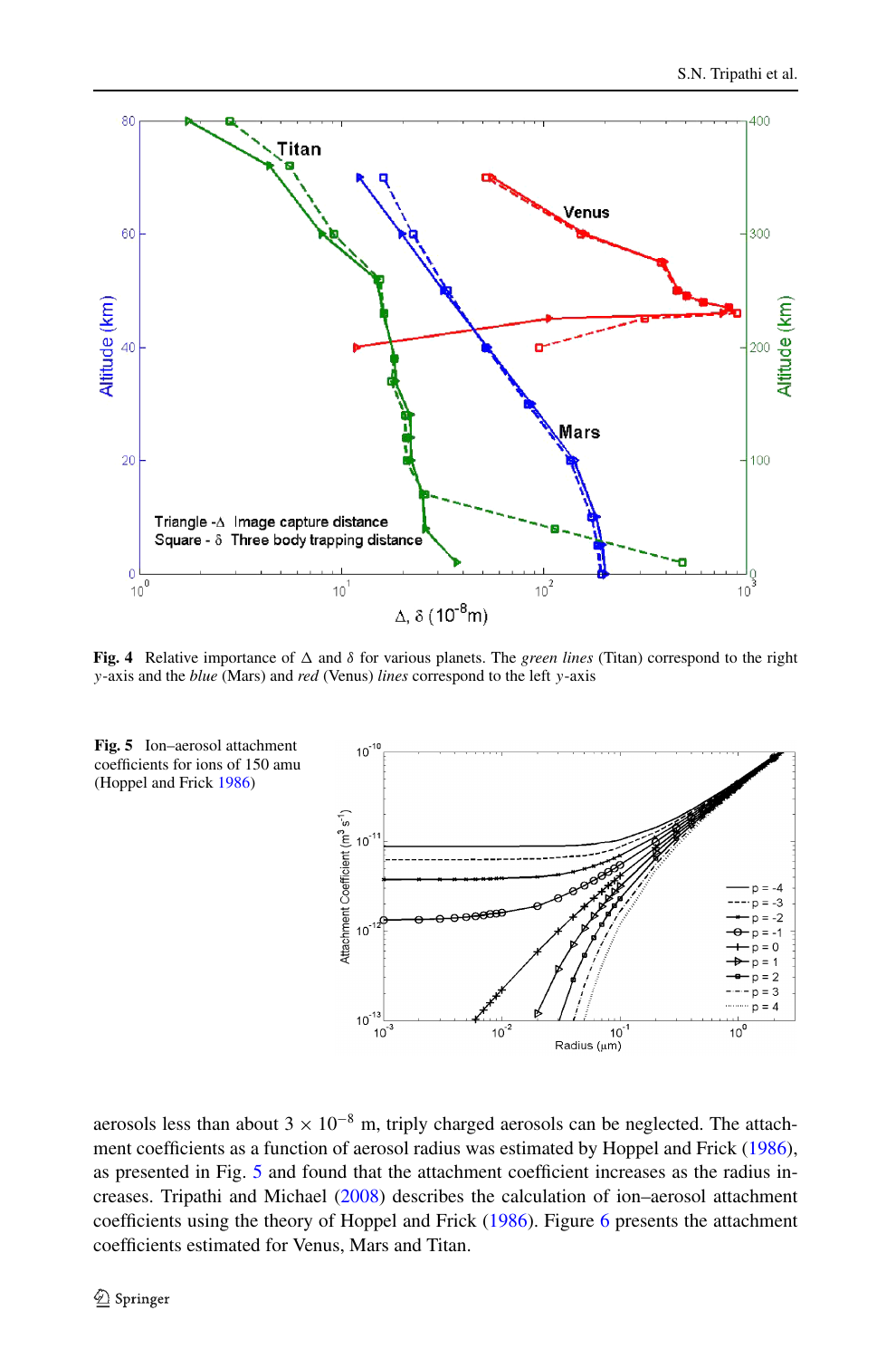**Fig. 4** Relative importance of $\Delta$ and $\delta$ for various planets. The *green lines* (Titan) correspond to the right $y$-axis and the *blue* (Mars) and *red* (Venus) *lines* correspond to the left $y$-axis

**Fig. 5** Ion–aerosol attachment coefficients for ions of 150 amu (Hoppel and Frick 1986)

aerosols less than about $3 \times 10^{-8}$ m, triply charged aerosols can be neglected. The attachment coefficients as a function of aerosol radius was estimated by Hoppel and Frick (1986), as presented in Fig. 5 and found that the attachment coefficient increases as the radius increases. Tripathi and Michael (2008) describes the calculation of ion–aerosol attachment coefficients using the theory of Hoppel and Frick (1986). Figure 6 presents the attachment coefficients estimated for Venus, Mars and Titan.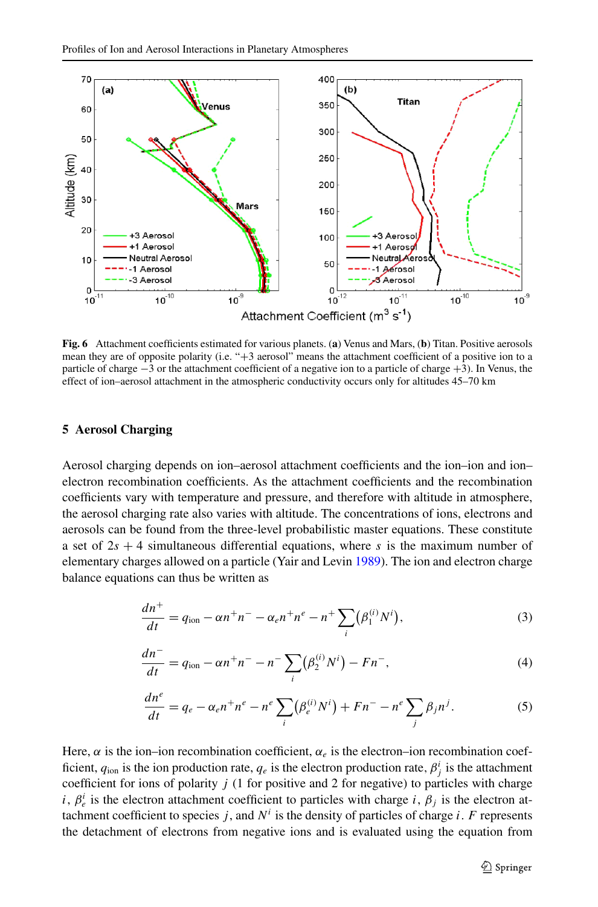**Fig. 6** Attachment coefficients estimated for various planets. (**a**) Venus and Mars, (**b**) Titan. Positive aerosols mean they are of opposite polarity (i.e. "+3 aerosol" means the attachment coefficient of a positive ion to a particle of charge −3 or the attachment coefficient of a negative ion to a particle of charge +3). In Venus, the effect of ion–aerosol attachment in the atmospheric conductivity occurs only for altitudes 45–70 km

## 5 Aerosol Charging

Aerosol charging depends on ion–aerosol attachment coefficients and the ion–ion and ion–electron recombination coefficients. As the attachment coefficients and the recombination coefficients vary with temperature and pressure, and therefore with altitude in atmosphere, the aerosol charging rate also varies with altitude. The concentrations of ions, electrons and aerosols can be found from the three-level probabilistic master equations. These constitute a set of $2s + 4$ simultaneous differential equations, where $s$ is the maximum number of elementary charges allowed on a particle (Yair and Levin 1989). The ion and electron charge balance equations can thus be written as

$$\frac{dn^+}{dt} = q_{\text{ion}} - \alpha n^+ n^- - \alpha_e n^+ n^e - n^+ \sum_i \left(\beta_1^{(i)} N^i\right), \tag{3}$$

$$\frac{dn^-}{dt} = q_{\text{ion}} - \alpha n^+ n^- - n^- \sum_i \left(\beta_2^{(i)} N^i\right) - F n^-, \tag{4}$$

$$\frac{dn^e}{dt} = q_e - \alpha_e n^+ n^e - n^e \sum_i \left(\beta_e^{(i)} N^i\right) + F n^- - n^e \sum_j \beta_j n^j. \tag{5}$$

Here, $\alpha$ is the ion–ion recombination coefficient, $\alpha_e$ is the electron–ion recombination coefficient, $q_{\text{ion}}$ is the ion production rate, $q_e$ is the electron production rate, $\beta_j^i$ is the attachment coefficient for ions of polarity $j$ (1 for positive and 2 for negative) to particles with charge $i$, $\beta_e^i$ is the electron attachment coefficient to particles with charge $i$, $\beta_j$ is the electron attachment coefficient to species $j$, and $N^i$ is the density of particles of charge $i$. $F$ represents the detachment of electrons from negative ions and is evaluated using the equation from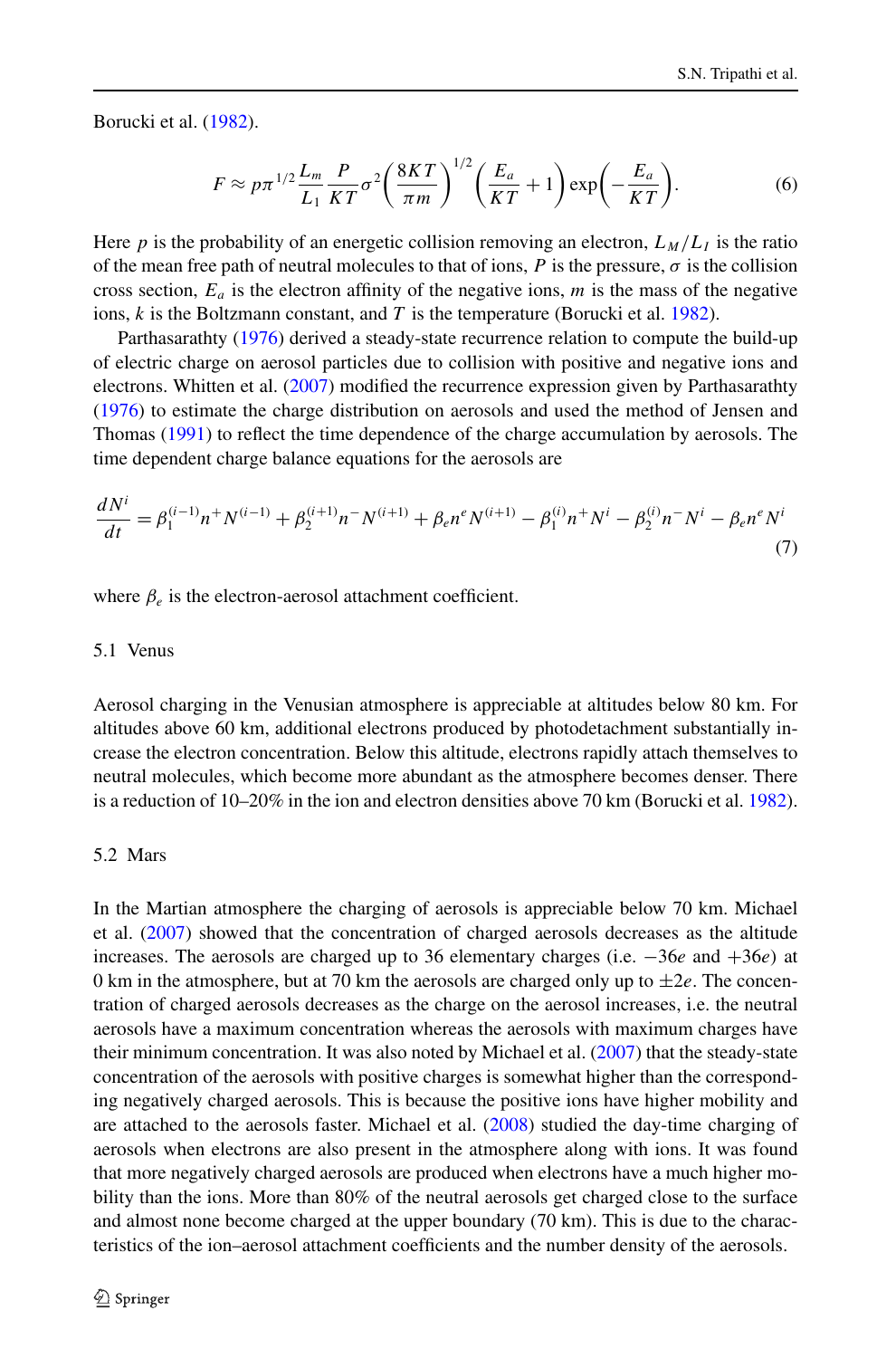Borucki et al. (1982).

$$F \approx p\pi^{1/2}\frac{L_m}{L_1}\frac{P}{KT}\sigma^2\left(\frac{8KT}{\pi m}\right)^{1/2}\left(\frac{E_a}{KT}+1\right)\exp\left(-\frac{E_a}{KT}\right). \tag{6}$$

Here $p$ is the probability of an energetic collision removing an electron, $L_M/L_I$ is the ratio of the mean free path of neutral molecules to that of ions, $P$ is the pressure, $\sigma$ is the collision cross section, $E_a$ is the electron affinity of the negative ions, $m$ is the mass of the negative ions, $k$ is the Boltzmann constant, and $T$ is the temperature (Borucki et al. 1982).

Parthasarathy (1976) derived a steady-state recurrence relation to compute the build-up of electric charge on aerosol particles due to collision with positive and negative ions and electrons. Whitten et al. (2007) modified the recurrence expression given by Parthasarathy (1976) to estimate the charge distribution on aerosols and used the method of Jensen and Thomas (1991) to reflect the time dependence of the charge accumulation by aerosols. The time dependent charge balance equations for the aerosols are

$$\frac{dN^i}{dt} = \beta_1^{(i-1)}n^+N^{(i-1)} + \beta_2^{(i+1)}n^-N^{(i+1)} + \beta_e n^e N^{(i+1)} - \beta_1^{(i)}n^+N^i - \beta_2^{(i)}n^-N^i - \beta_e n^e N^i \tag{7}$$

where $\beta_e$ is the electron-aerosol attachment coefficient.

### 5.1 Venus

Aerosol charging in the Venusian atmosphere is appreciable at altitudes below 80 km. For altitudes above 60 km, additional electrons produced by photodetachment substantially increase the electron concentration. Below this altitude, electrons rapidly attach themselves to neutral molecules, which become more abundant as the atmosphere becomes denser. There is a reduction of 10–20% in the ion and electron densities above 70 km (Borucki et al. 1982).

### 5.2 Mars

In the Martian atmosphere the charging of aerosols is appreciable below 70 km. Michael et al. (2007) showed that the concentration of charged aerosols decreases as the altitude increases. The aerosols are charged up to 36 elementary charges (i.e. $-36e$ and $+36e$) at 0 km in the atmosphere, but at 70 km the aerosols are charged only up to $\pm 2e$. The concentration of charged aerosols decreases as the charge on the aerosol increases, i.e. the neutral aerosols have a maximum concentration whereas the aerosols with maximum charges have their minimum concentration. It was also noted by Michael et al. (2007) that the steady-state concentration of the aerosols with positive charges is somewhat higher than the corresponding negatively charged aerosols. This is because the positive ions have higher mobility and are attached to the aerosols faster. Michael et al. (2008) studied the day-time charging of aerosols when electrons are also present in the atmosphere along with ions. It was found that more negatively charged aerosols are produced when electrons have a much higher mobility than the ions. More than 80% of the neutral aerosols get charged close to the surface and almost none become charged at the upper boundary (70 km). This is due to the characteristics of the ion–aerosol attachment coefficients and the number density of the aerosols.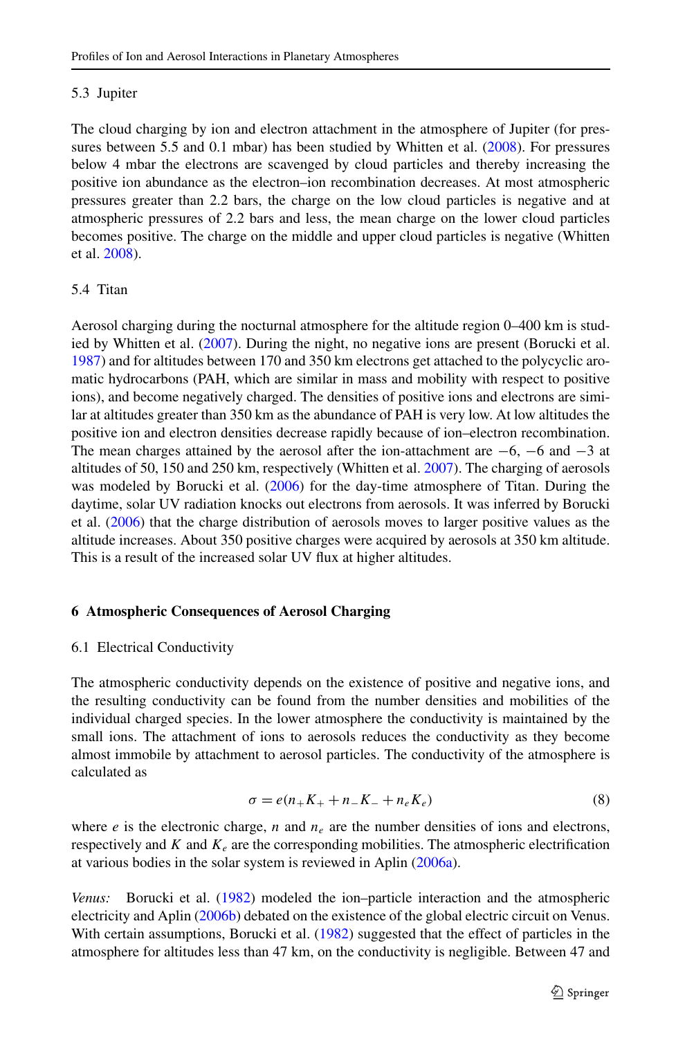### 5.3 Jupiter

The cloud charging by ion and electron attachment in the atmosphere of Jupiter (for pressures between 5.5 and 0.1 mbar) has been studied by Whitten et al. (2008). For pressures below 4 mbar the electrons are scavenged by cloud particles and thereby increasing the positive ion abundance as the electron–ion recombination decreases. At most atmospheric pressures greater than 2.2 bars, the charge on the low cloud particles is negative and at atmospheric pressures of 2.2 bars and less, the mean charge on the lower cloud particles becomes positive. The charge on the middle and upper cloud particles is negative (Whitten et al. 2008).

### 5.4 Titan

Aerosol charging during the nocturnal atmosphere for the altitude region 0–400 km is studied by Whitten et al. (2007). During the night, no negative ions are present (Borucki et al. 1987) and for altitudes between 170 and 350 km electrons get attached to the polycyclic aromatic hydrocarbons (PAH, which are similar in mass and mobility with respect to positive ions), and become negatively charged. The densities of positive ions and electrons are similar at altitudes greater than 350 km as the abundance of PAH is very low. At low altitudes the positive ion and electron densities decrease rapidly because of ion–electron recombination. The mean charges attained by the aerosol after the ion-attachment are −6, −6 and −3 at altitudes of 50, 150 and 250 km, respectively (Whitten et al. 2007). The charging of aerosols was modeled by Borucki et al. (2006) for the day-time atmosphere of Titan. During the daytime, solar UV radiation knocks out electrons from aerosols. It was inferred by Borucki et al. (2006) that the charge distribution of aerosols moves to larger positive values as the altitude increases. About 350 positive charges were acquired by aerosols at 350 km altitude. This is a result of the increased solar UV flux at higher altitudes.

## 6 Atmospheric Consequences of Aerosol Charging

### 6.1 Electrical Conductivity

The atmospheric conductivity depends on the existence of positive and negative ions, and the resulting conductivity can be found from the number densities and mobilities of the individual charged species. In the lower atmosphere the conductivity is maintained by the small ions. The attachment of ions to aerosols reduces the conductivity as they become almost immobile by attachment to aerosol particles. The conductivity of the atmosphere is calculated as

$$\sigma = e(n_+K_+ + n_-K_- + n_eK_e) \tag{8}$$

where $e$ is the electronic charge, $n$ and $n_e$ are the number densities of ions and electrons, respectively and $K$ and $K_e$ are the corresponding mobilities. The atmospheric electrification at various bodies in the solar system is reviewed in Aplin (2006a).

*Venus:* Borucki et al. (1982) modeled the ion–particle interaction and the atmospheric electricity and Aplin (2006b) debated on the existence of the global electric circuit on Venus. With certain assumptions, Borucki et al. (1982) suggested that the effect of particles in the atmosphere for altitudes less than 47 km, on the conductivity is negligible. Between 47 and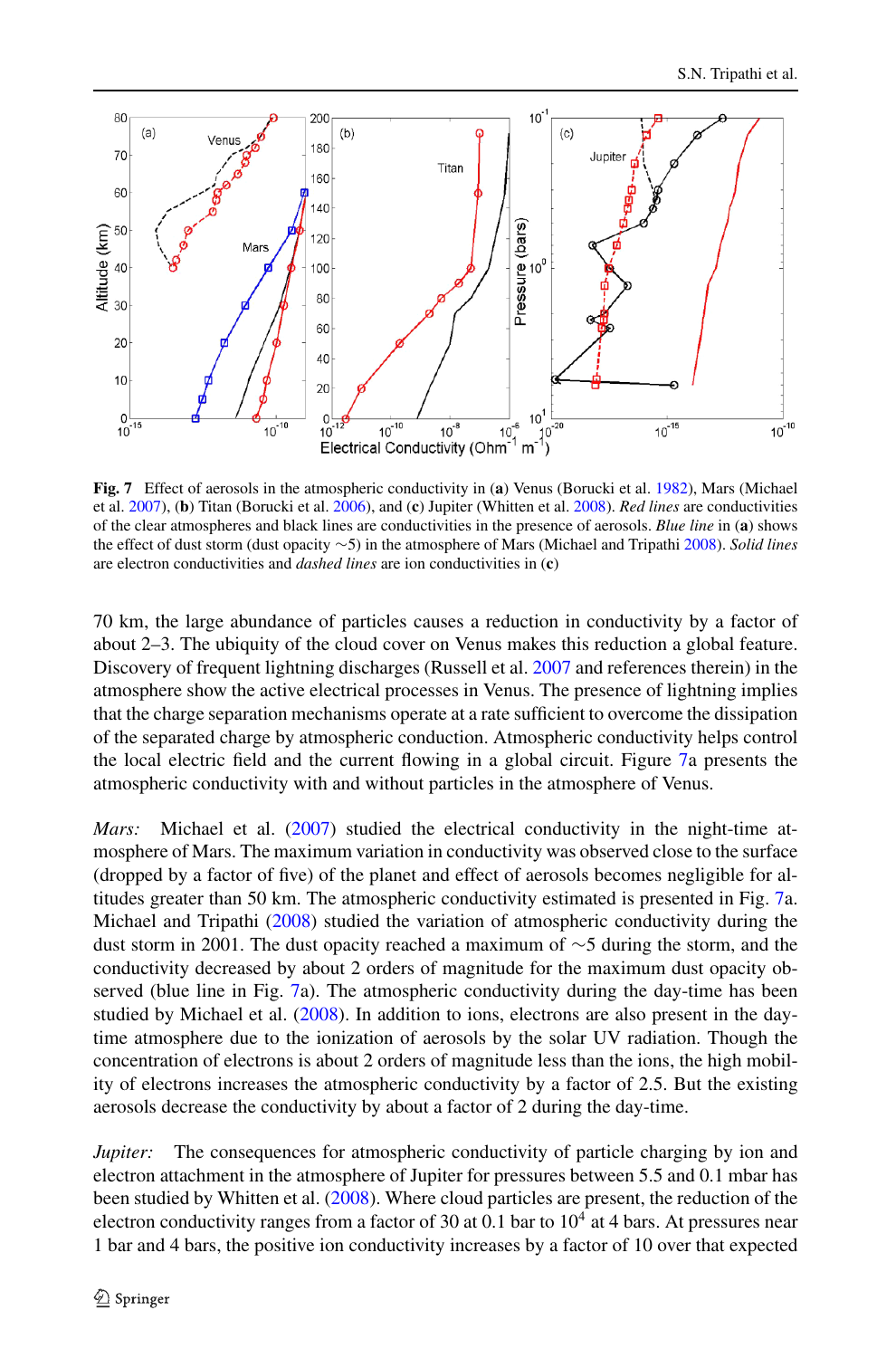**Fig. 7** Effect of aerosols in the atmospheric conductivity in (**a**) Venus (Borucki et al. 1982), Mars (Michael et al. 2007), (**b**) Titan (Borucki et al. 2006), and (**c**) Jupiter (Whitten et al. 2008). *Red lines* are conductivities of the clear atmospheres and black lines are conductivities in the presence of aerosols. *Blue line* in (**a**) shows the effect of dust storm (dust opacity ∼5) in the atmosphere of Mars (Michael and Tripathi 2008). *Solid lines* are electron conductivities and *dashed lines* are ion conductivities in (**c**)

70 km, the large abundance of particles causes a reduction in conductivity by a factor of about 2–3. The ubiquity of the cloud cover on Venus makes this reduction a global feature. Discovery of frequent lightning discharges (Russell et al. 2007 and references therein) in the atmosphere show the active electrical processes in Venus. The presence of lightning implies that the charge separation mechanisms operate at a rate sufficient to overcome the dissipation of the separated charge by atmospheric conduction. Atmospheric conductivity helps control the local electric field and the current flowing in a global circuit. Figure 7a presents the atmospheric conductivity with and without particles in the atmosphere of Venus.

*Mars:* Michael et al. (2007) studied the electrical conductivity in the night-time atmosphere of Mars. The maximum variation in conductivity was observed close to the surface (dropped by a factor of five) of the planet and effect of aerosols becomes negligible for altitudes greater than 50 km. The atmospheric conductivity estimated is presented in Fig. 7a. Michael and Tripathi (2008) studied the variation of atmospheric conductivity during the dust storm in 2001. The dust opacity reached a maximum of ∼5 during the storm, and the conductivity decreased by about 2 orders of magnitude for the maximum dust opacity observed (blue line in Fig. 7a). The atmospheric conductivity during the day-time has been studied by Michael et al. (2008). In addition to ions, electrons are also present in the day-time atmosphere due to the ionization of aerosols by the solar UV radiation. Though the concentration of electrons is about 2 orders of magnitude less than the ions, the high mobility of electrons increases the atmospheric conductivity by a factor of 2.5. But the existing aerosols decrease the conductivity by about a factor of 2 during the day-time.

*Jupiter:* The consequences for atmospheric conductivity of particle charging by ion and electron attachment in the atmosphere of Jupiter for pressures between 5.5 and 0.1 mbar has been studied by Whitten et al. (2008). Where cloud particles are present, the reduction of the electron conductivity ranges from a factor of 30 at 0.1 bar to $10^4$ at 4 bars. At pressures near 1 bar and 4 bars, the positive ion conductivity increases by a factor of 10 over that expected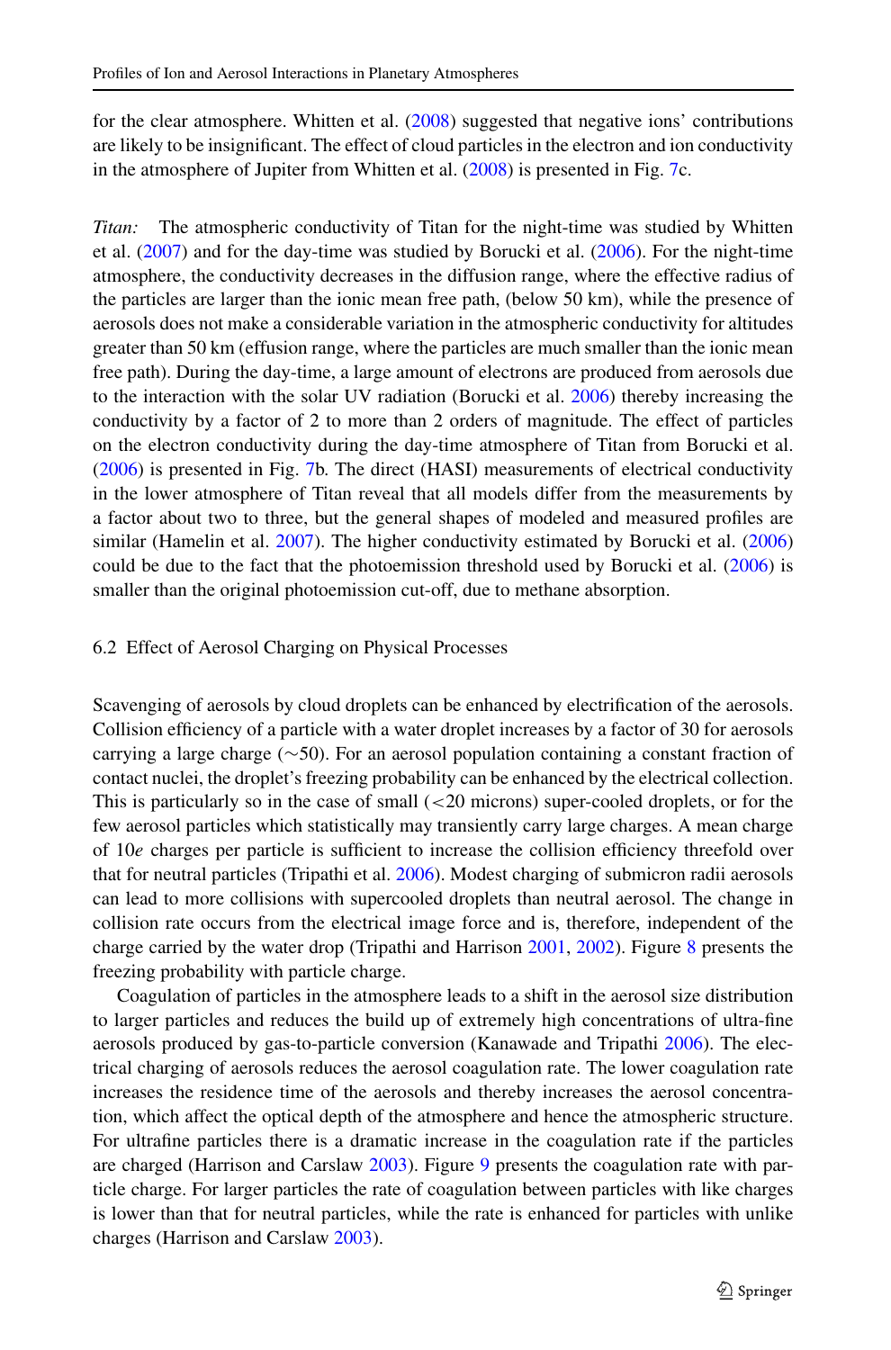for the clear atmosphere. Whitten et al. (2008) suggested that negative ions' contributions are likely to be insignificant. The effect of cloud particles in the electron and ion conductivity in the atmosphere of Jupiter from Whitten et al. (2008) is presented in Fig. 7c.

*Titan:* The atmospheric conductivity of Titan for the night-time was studied by Whitten et al. (2007) and for the day-time was studied by Borucki et al. (2006). For the night-time atmosphere, the conductivity decreases in the diffusion range, where the effective radius of the particles are larger than the ionic mean free path, (below 50 km), while the presence of aerosols does not make a considerable variation in the atmospheric conductivity for altitudes greater than 50 km (effusion range, where the particles are much smaller than the ionic mean free path). During the day-time, a large amount of electrons are produced from aerosols due to the interaction with the solar UV radiation (Borucki et al. 2006) thereby increasing the conductivity by a factor of 2 to more than 2 orders of magnitude. The effect of particles on the electron conductivity during the day-time atmosphere of Titan from Borucki et al. (2006) is presented in Fig. 7b. The direct (HASI) measurements of electrical conductivity in the lower atmosphere of Titan reveal that all models differ from the measurements by a factor about two to three, but the general shapes of modeled and measured profiles are similar (Hamelin et al. 2007). The higher conductivity estimated by Borucki et al. (2006) could be due to the fact that the photoemission threshold used by Borucki et al. (2006) is smaller than the original photoemission cut-off, due to methane absorption.

## 6.2 Effect of Aerosol Charging on Physical Processes

Scavenging of aerosols by cloud droplets can be enhanced by electrification of the aerosols. Collision efficiency of a particle with a water droplet increases by a factor of 30 for aerosols carrying a large charge (∼50). For an aerosol population containing a constant fraction of contact nuclei, the droplet's freezing probability can be enhanced by the electrical collection. This is particularly so in the case of small (<20 microns) super-cooled droplets, or for the few aerosol particles which statistically may transiently carry large charges. A mean charge of 10*e* charges per particle is sufficient to increase the collision efficiency threefold over that for neutral particles (Tripathi et al. 2006). Modest charging of submicron radii aerosols can lead to more collisions with supercooled droplets than neutral aerosol. The change in collision rate occurs from the electrical image force and is, therefore, independent of the charge carried by the water drop (Tripathi and Harrison 2001, 2002). Figure 8 presents the freezing probability with particle charge.

Coagulation of particles in the atmosphere leads to a shift in the aerosol size distribution to larger particles and reduces the build up of extremely high concentrations of ultra-fine aerosols produced by gas-to-particle conversion (Kanawade and Tripathi 2006). The electrical charging of aerosols reduces the aerosol coagulation rate. The lower coagulation rate increases the residence time of the aerosols and thereby increases the aerosol concentration, which affect the optical depth of the atmosphere and hence the atmospheric structure. For ultrafine particles there is a dramatic increase in the coagulation rate if the particles are charged (Harrison and Carslaw 2003). Figure 9 presents the coagulation rate with particle charge. For larger particles the rate of coagulation between particles with like charges is lower than that for neutral particles, while the rate is enhanced for particles with unlike charges (Harrison and Carslaw 2003).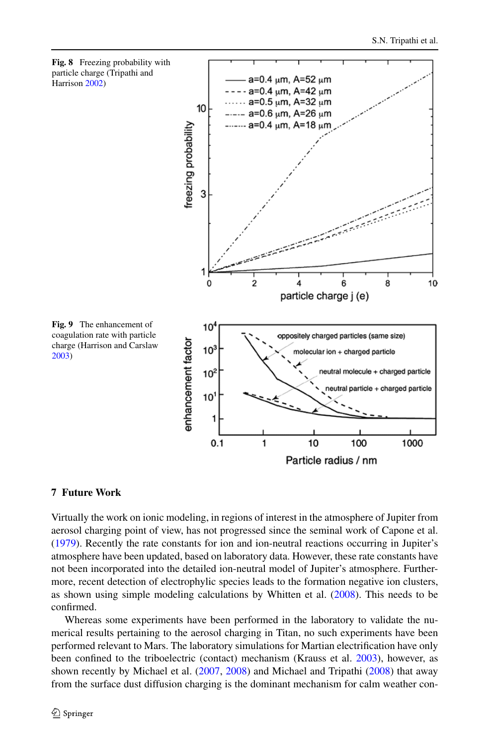**Fig. 8** Freezing probability with particle charge (Tripathi and Harrison 2002)

**Fig. 9** The enhancement of coagulation rate with particle charge (Harrison and Carslaw 2003)

## 7 Future Work

Virtually the work on ionic modeling, in regions of interest in the atmosphere of Jupiter from aerosol charging point of view, has not progressed since the seminal work of Capone et al. (1979). Recently the rate constants for ion and ion-neutral reactions occurring in Jupiter's atmosphere have been updated, based on laboratory data. However, these rate constants have not been incorporated into the detailed ion-neutral model of Jupiter's atmosphere. Furthermore, recent detection of electrophylic species leads to the formation negative ion clusters, as shown using simple modeling calculations by Whitten et al. (2008). This needs to be confirmed.

Whereas some experiments have been performed in the laboratory to validate the numerical results pertaining to the aerosol charging in Titan, no such experiments have been performed relevant to Mars. The laboratory simulations for Martian electrification have only been confined to the triboelectric (contact) mechanism (Krauss et al. 2003), however, as shown recently by Michael et al. (2007, 2008) and Michael and Tripathi (2008) that away from the surface dust diffusion charging is the dominant mechanism for calm weather con-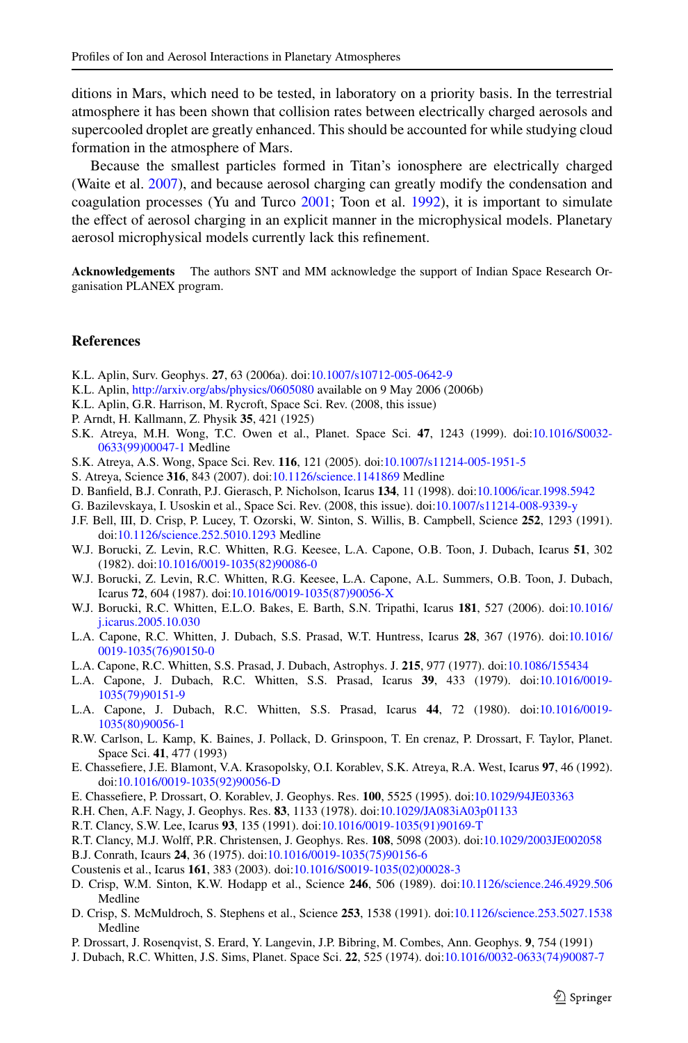ditions in Mars, which need to be tested, in laboratory on a priority basis. In the terrestrial atmosphere it has been shown that collision rates between electrically charged aerosols and supercooled droplet are greatly enhanced. This should be accounted for while studying cloud formation in the atmosphere of Mars.

Because the smallest particles formed in Titan's ionosphere are electrically charged (Waite et al. 2007), and because aerosol charging can greatly modify the condensation and coagulation processes (Yu and Turco 2001; Toon et al. 1992), it is important to simulate the effect of aerosol charging in an explicit manner in the microphysical models. Planetary aerosol microphysical models currently lack this refinement.

**Acknowledgements** The authors SNT and MM acknowledge the support of Indian Space Research Organisation PLANEX program.

## References

K.L. Aplin, Surv. Geophys. **27**, 63 (2006a). doi:10.1007/s10712-005-0642-9

K.L. Aplin, http://arxiv.org/abs/physics/0605080 available on 9 May 2006 (2006b)

K.L. Aplin, G.R. Harrison, M. Rycroft, Space Sci. Rev. (2008, this issue)

P. Arndt, H. Kallmann, Z. Physik **35**, 421 (1925)

S.K. Atreya, M.H. Wong, T.C. Owen et al., Planet. Space Sci. **47**, 1243 (1999). doi:10.1016/S0032-0633(99)00047-1 Medline

S.K. Atreya, A.S. Wong, Space Sci. Rev. **116**, 121 (2005). doi:10.1007/s11214-005-1951-5

S. Atreya, Science **316**, 843 (2007). doi:10.1126/science.1141869 Medline

D. Banfield, B.J. Conrath, P.J. Gierasch, P. Nicholson, Icarus **134**, 11 (1998). doi:10.1006/icar.1998.5942

G. Bazilevskaya, I. Usoskin et al., Space Sci. Rev. (2008, this issue). doi:10.1007/s11214-008-9339-y

J.F. Bell, III, D. Crisp, P. Lucey, T. Ozorski, W. Sinton, S. Willis, B. Campbell, Science **252**, 1293 (1991). doi:10.1126/science.252.5010.1293 Medline

W.J. Borucki, Z. Levin, R.C. Whitten, R.G. Keesee, L.A. Capone, O.B. Toon, J. Dubach, Icarus **51**, 302 (1982). doi:10.1016/0019-1035(82)90086-0

W.J. Borucki, Z. Levin, R.C. Whitten, R.G. Keesee, L.A. Capone, A.L. Summers, O.B. Toon, J. Dubach, Icarus **72**, 604 (1987). doi:10.1016/0019-1035(87)90056-X

W.J. Borucki, R.C. Whitten, E.L.O. Bakes, E. Barth, S.N. Tripathi, Icarus **181**, 527 (2006). doi:10.1016/j.icarus.2005.10.030

L.A. Capone, R.C. Whitten, J. Dubach, S.S. Prasad, W.T. Huntress, Icarus **28**, 367 (1976). doi:10.1016/0019-1035(76)90150-0

L.A. Capone, R.C. Whitten, S.S. Prasad, J. Dubach, Astrophys. J. **215**, 977 (1977). doi:10.1086/155434

L.A. Capone, J. Dubach, R.C. Whitten, S.S. Prasad, Icarus **39**, 433 (1979). doi:10.1016/0019-1035(79)90151-9

L.A. Capone, J. Dubach, R.C. Whitten, S.S. Prasad, Icarus **44**, 72 (1980). doi:10.1016/0019-1035(80)90056-1

R.W. Carlson, L. Kamp, K. Baines, J. Pollack, D. Grinspoon, T. En crenaz, P. Drossart, F. Taylor, Planet. Space Sci. **41**, 477 (1993)

E. Chassefiere, J.E. Blamont, V.A. Krasopolsky, O.I. Korablev, S.K. Atreya, R.A. West, Icarus **97**, 46 (1992). doi:10.1016/0019-1035(92)90056-D

E. Chassefiere, P. Drossart, O. Korablev, J. Geophys. Res. **100**, 5525 (1995). doi:10.1029/94JE03363

R.H. Chen, A.F. Nagy, J. Geophys. Res. **83**, 1133 (1978). doi:10.1029/JA083iA03p01133

R.T. Clancy, S.W. Lee, Icarus **93**, 135 (1991). doi:10.1016/0019-1035(91)90169-T

R.T. Clancy, M.J. Wolff, P.R. Christensen, J. Geophys. Res. **108**, 5098 (2003). doi:10.1029/2003JE002058

B.J. Conrath, Icaurs **24**, 36 (1975). doi:10.1016/0019-1035(75)90156-6

Coustenis et al., Icarus **161**, 383 (2003). doi:10.1016/S0019-1035(02)00028-3

D. Crisp, W.M. Sinton, K.W. Hodapp et al., Science **246**, 506 (1989). doi:10.1126/science.246.4929.506 Medline

D. Crisp, S. McMuldroch, S. Stephens et al., Science **253**, 1538 (1991). doi:10.1126/science.253.5027.1538 Medline

P. Drossart, J. Rosenqvist, S. Erard, Y. Langevin, J.P. Bibring, M. Combes, Ann. Geophys. **9**, 754 (1991)

J. Dubach, R.C. Whitten, J.S. Sims, Planet. Space Sci. **22**, 525 (1974). doi:10.1016/0032-0633(74)90087-7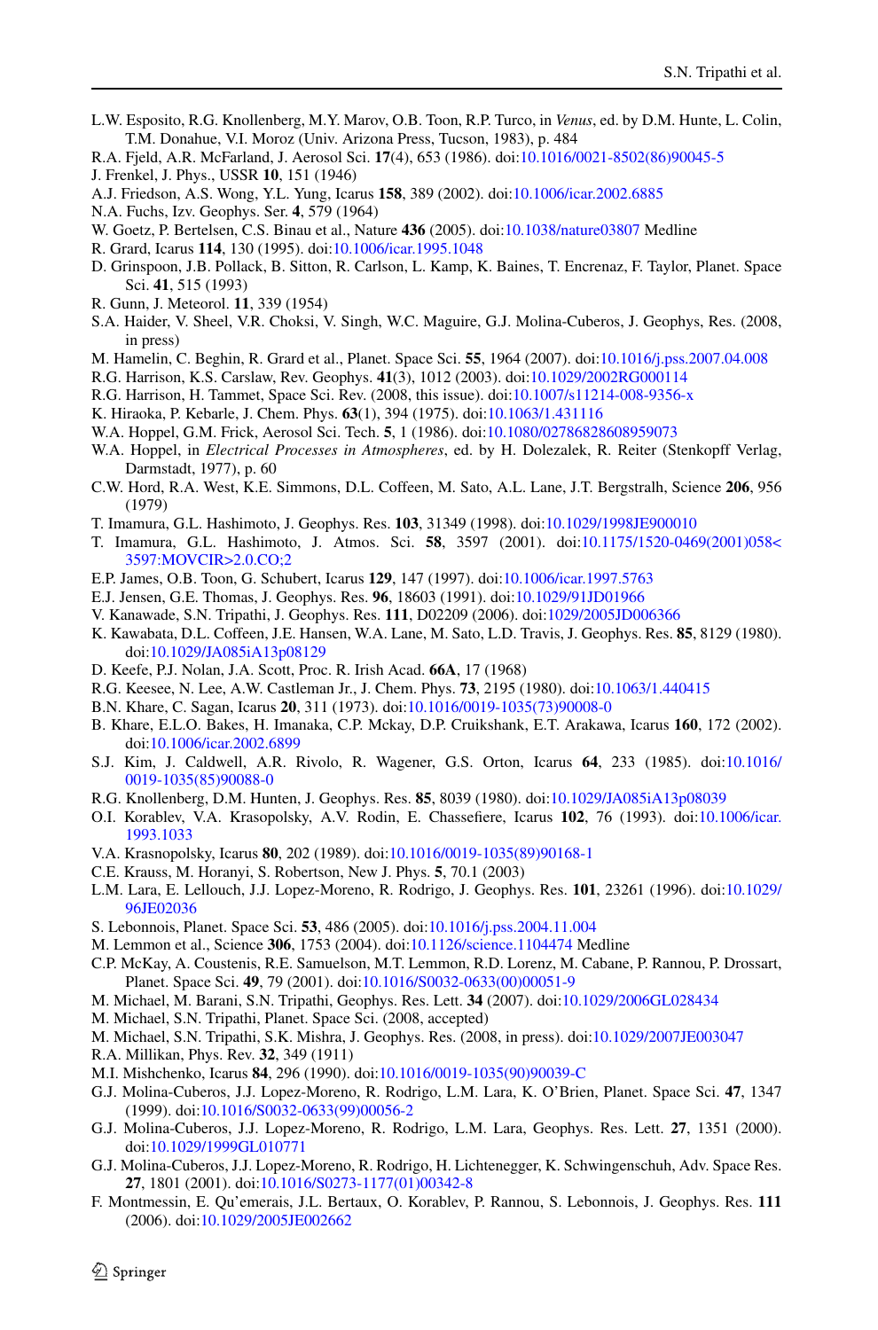L.W. Esposito, R.G. Knollenberg, M.Y. Marov, O.B. Toon, R.P. Turco, in *Venus*, ed. by D.M. Hunte, L. Colin, T.M. Donahue, V.I. Moroz (Univ. Arizona Press, Tucson, 1983), p. 484

R.A. Fjeld, A.R. McFarland, J. Aerosol Sci. **17**(4), 653 (1986). doi:10.1016/0021-8502(86)90045-5

J. Frenkel, J. Phys., USSR **10**, 151 (1946)

A.J. Friedson, A.S. Wong, Y.L. Yung, Icarus **158**, 389 (2002). doi:10.1006/icar.2002.6885

N.A. Fuchs, Izv. Geophys. Ser. **4**, 579 (1964)

W. Goetz, P. Bertelsen, C.S. Binau et al., Nature **436** (2005). doi:10.1038/nature03807 Medline

R. Grard, Icarus **114**, 130 (1995). doi:10.1006/icar.1995.1048

D. Grinspoon, J.B. Pollack, B. Sitton, R. Carlson, L. Kamp, K. Baines, T. Encrenaz, F. Taylor, Planet. Space Sci. **41**, 515 (1993)

R. Gunn, J. Meteorol. **11**, 339 (1954)

S.A. Haider, V. Sheel, V.R. Choksi, V. Singh, W.C. Maguire, G.J. Molina-Cuberos, J. Geophys, Res. (2008, in press)

M. Hamelin, C. Beghin, R. Grard et al., Planet. Space Sci. **55**, 1964 (2007). doi:10.1016/j.pss.2007.04.008

R.G. Harrison, K.S. Carslaw, Rev. Geophys. **41**(3), 1012 (2003). doi:10.1029/2002RG000114

R.G. Harrison, H. Tammet, Space Sci. Rev. (2008, this issue). doi:10.1007/s11214-008-9356-x

K. Hiraoka, P. Kebarle, J. Chem. Phys. **63**(1), 394 (1975). doi:10.1063/1.431116

W.A. Hoppel, G.M. Frick, Aerosol Sci. Tech. **5**, 1 (1986). doi:10.1080/02786828608959073

W.A. Hoppel, in *Electrical Processes in Atmospheres*, ed. by H. Dolezalek, R. Reiter (Stenkopff Verlag, Darmstadt, 1977), p. 60

C.W. Hord, R.A. West, K.E. Simmons, D.L. Coffeen, M. Sato, A.L. Lane, J.T. Bergstralh, Science **206**, 956 (1979)

T. Imamura, G.L. Hashimoto, J. Geophys. Res. **103**, 31349 (1998). doi:10.1029/1998JE900010

T. Imamura, G.L. Hashimoto, J. Atmos. Sci. **58**, 3597 (2001). doi:10.1175/1520-0469(2001)058<3597:MOVCIR>2.0.CO;2

E.P. James, O.B. Toon, G. Schubert, Icarus **129**, 147 (1997). doi:10.1006/icar.1997.5763

E.J. Jensen, G.E. Thomas, J. Geophys. Res. **96**, 18603 (1991). doi:10.1029/91JD01966

V. Kanawade, S.N. Tripathi, J. Geophys. Res. **111**, D02209 (2006). doi:1029/2005JD006366

K. Kawabata, D.L. Coffeen, J.E. Hansen, W.A. Lane, M. Sato, L.D. Travis, J. Geophys. Res. **85**, 8129 (1980). doi:10.1029/JA085iA13p08129

D. Keefe, P.J. Nolan, J.A. Scott, Proc. R. Irish Acad. **66A**, 17 (1968)

R.G. Keesee, N. Lee, A.W. Castleman Jr., J. Chem. Phys. **73**, 2195 (1980). doi:10.1063/1.440415

B.N. Khare, C. Sagan, Icarus **20**, 311 (1973). doi:10.1016/0019-1035(73)90008-0

B. Khare, E.L.O. Bakes, H. Imanaka, C.P. Mckay, D.P. Cruikshank, E.T. Arakawa, Icarus **160**, 172 (2002). doi:10.1006/icar.2002.6899

S.J. Kim, J. Caldwell, A.R. Rivolo, R. Wagener, G.S. Orton, Icarus **64**, 233 (1985). doi:10.1016/0019-1035(85)90088-0

R.G. Knollenberg, D.M. Hunten, J. Geophys. Res. **85**, 8039 (1980). doi:10.1029/JA085iA13p08039

O.I. Korablev, V.A. Krasopolsky, A.V. Rodin, E. Chassefiere, Icarus **102**, 76 (1993). doi:10.1006/icar.1993.1033

V.A. Krasnopolsky, Icarus **80**, 202 (1989). doi:10.1016/0019-1035(89)90168-1

C.E. Krauss, M. Horanyi, S. Robertson, New J. Phys. **5**, 70.1 (2003)

L.M. Lara, E. Lellouch, J.J. Lopez-Moreno, R. Rodrigo, J. Geophys. Res. **101**, 23261 (1996). doi:10.1029/96JE02036

S. Lebonnois, Planet. Space Sci. **53**, 486 (2005). doi:10.1016/j.pss.2004.11.004

M. Lemmon et al., Science **306**, 1753 (2004). doi:10.1126/science.1104474 Medline

C.P. McKay, A. Coustenis, R.E. Samuelson, M.T. Lemmon, R.D. Lorenz, M. Cabane, P. Rannou, P. Drossart, Planet. Space Sci. **49**, 79 (2001). doi:10.1016/S0032-0633(00)00051-9

M. Michael, M. Barani, S.N. Tripathi, Geophys. Res. Lett. **34** (2007). doi:10.1029/2006GL028434

M. Michael, S.N. Tripathi, Planet. Space Sci. (2008, accepted)

M. Michael, S.N. Tripathi, S.K. Mishra, J. Geophys. Res. (2008, in press). doi:10.1029/2007JE003047

R.A. Millikan, Phys. Rev. **32**, 349 (1911)

M.I. Mishchenko, Icarus **84**, 296 (1990). doi:10.1016/0019-1035(90)90039-C

G.J. Molina-Cuberos, J.J. Lopez-Moreno, R. Rodrigo, L.M. Lara, K. O'Brien, Planet. Space Sci. **47**, 1347 (1999). doi:10.1016/S0032-0633(99)00056-2

G.J. Molina-Cuberos, J.J. Lopez-Moreno, R. Rodrigo, L.M. Lara, Geophys. Res. Lett. **27**, 1351 (2000). doi:10.1029/1999GL010771

G.J. Molina-Cuberos, J.J. Lopez-Moreno, R. Rodrigo, H. Lichtenegger, K. Schwingenschuh, Adv. Space Res. **27**, 1801 (2001). doi:10.1016/S0273-1177(01)00342-8

F. Montmessin, E. Qu'emerais, J.L. Bertaux, O. Korablev, P. Rannou, S. Lebonnois, J. Geophys. Res. **111** (2006). doi:10.1029/2005JE002662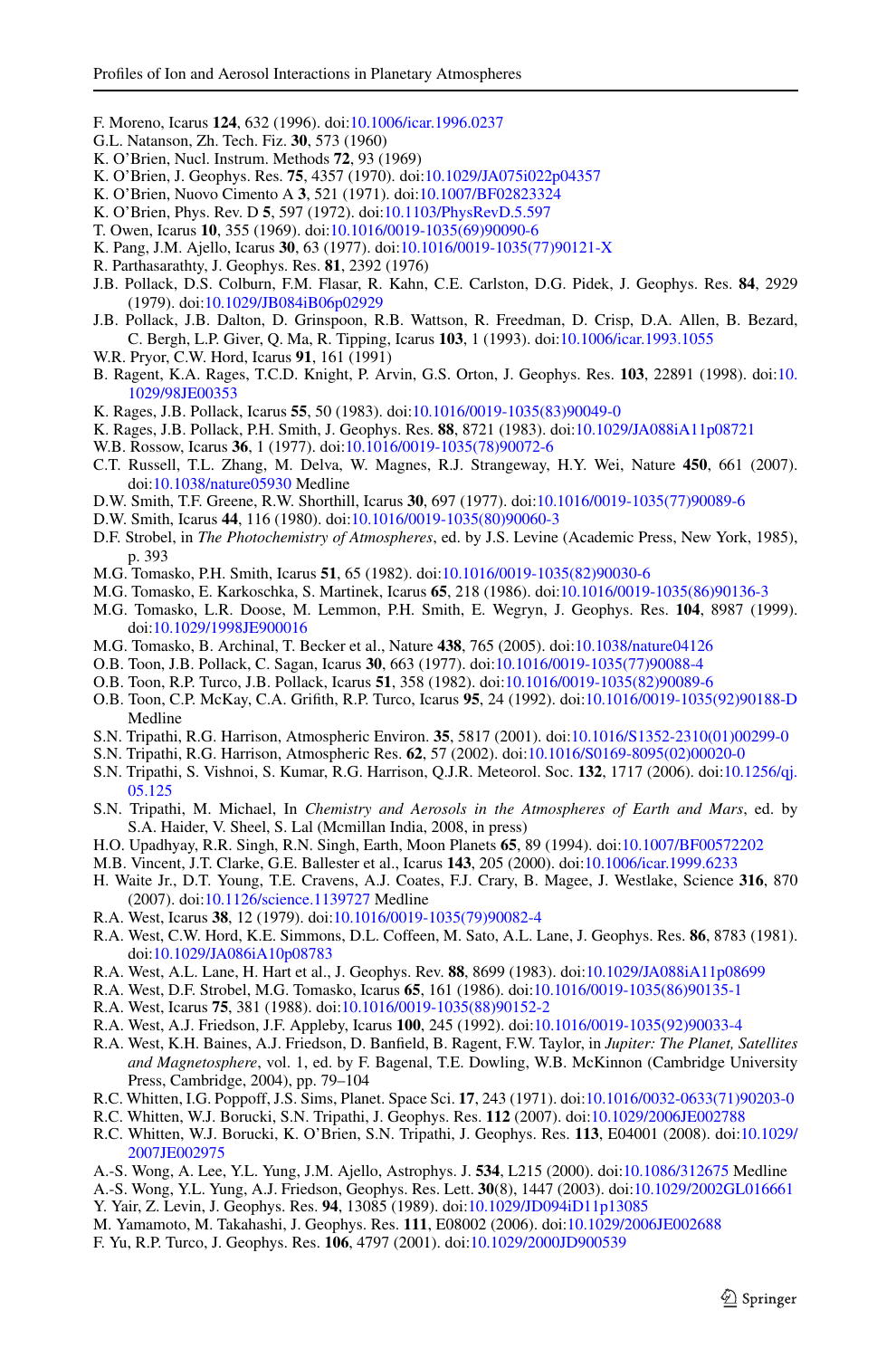F. Moreno, Icarus **124**, 632 (1996). doi:10.1006/icar.1996.0237
G.L. Natanson, Zh. Tech. Fiz. **30**, 573 (1960)
K. O'Brien, Nucl. Instrum. Methods **72**, 93 (1969)
K. O'Brien, J. Geophys. Res. **75**, 4357 (1970). doi:10.1029/JA075i022p04357
K. O'Brien, Nuovo Cimento A **3**, 521 (1971). doi:10.1007/BF02823324
K. O'Brien, Phys. Rev. D **5**, 597 (1972). doi:10.1103/PhysRevD.5.597
T. Owen, Icarus **10**, 355 (1969). doi:10.1016/0019-1035(69)90090-6
K. Pang, J.M. Ajello, Icarus **30**, 63 (1977). doi:10.1016/0019-1035(77)90121-X
R. Parthasarathy, J. Geophys. Res. **81**, 2392 (1976)
J.B. Pollack, D.S. Colburn, F.M. Flasar, R. Kahn, C.E. Carlston, D.G. Pidek, J. Geophys. Res. **84**, 2929 (1979). doi:10.1029/JB084iB06p02929
J.B. Pollack, J.B. Dalton, D. Grinspoon, R.B. Wattson, R. Freedman, D. Crisp, D.A. Allen, B. Bezard, C. Bergh, L.P. Giver, Q. Ma, R. Tipping, Icarus **103**, 1 (1993). doi:10.1006/icar.1993.1055
W.R. Pryor, C.W. Hord, Icarus **91**, 161 (1991)
B. Ragent, K.A. Rages, T.C.D. Knight, P. Arvin, G.S. Orton, J. Geophys. Res. **103**, 22891 (1998). doi:10.1029/98JE00353
K. Rages, J.B. Pollack, Icarus **55**, 50 (1983). doi:10.1016/0019-1035(83)90049-0
K. Rages, J.B. Pollack, P.H. Smith, J. Geophys. Res. **88**, 8721 (1983). doi:10.1029/JA088iA11p08721
W.B. Rossow, Icarus **36**, 1 (1977). doi:10.1016/0019-1035(78)90072-6
C.T. Russell, T.L. Zhang, M. Delva, W. Magnes, R.J. Strangeway, H.Y. Wei, Nature **450**, 661 (2007). doi:10.1038/nature05930 Medline
D.W. Smith, T.F. Greene, R.W. Shorthill, Icarus **30**, 697 (1977). doi:10.1016/0019-1035(77)90089-6
D.W. Smith, Icarus **44**, 116 (1980). doi:10.1016/0019-1035(80)90060-3
D.F. Strobel, in *The Photochemistry of Atmospheres*, ed. by J.S. Levine (Academic Press, New York, 1985), p. 393
M.G. Tomasko, P.H. Smith, Icarus **51**, 65 (1982). doi:10.1016/0019-1035(82)90030-6
M.G. Tomasko, E. Karkoschka, S. Martinek, Icarus **65**, 218 (1986). doi:10.1016/0019-1035(86)90136-3
M.G. Tomasko, L.R. Doose, M. Lemmon, P.H. Smith, E. Wegryn, J. Geophys. Res. **104**, 8987 (1999). doi:10.1029/1998JE900016
M.G. Tomasko, B. Archinal, T. Becker et al., Nature **438**, 765 (2005). doi:10.1038/nature04126
O.B. Toon, J.B. Pollack, C. Sagan, Icarus **30**, 663 (1977). doi:10.1016/0019-1035(77)90088-4
O.B. Toon, R.P. Turco, J.B. Pollack, Icarus **51**, 358 (1982). doi:10.1016/0019-1035(82)90089-6
O.B. Toon, C.P. McKay, C.A. Grifith, R.P. Turco, Icarus **95**, 24 (1992). doi:10.1016/0019-1035(92)90188-D Medline
S.N. Tripathi, R.G. Harrison, Atmospheric Environ. **35**, 5817 (2001). doi:10.1016/S1352-2310(01)00299-0
S.N. Tripathi, R.G. Harrison, Atmospheric Res. **62**, 57 (2002). doi:10.1016/S0169-8095(02)00020-0
S.N. Tripathi, S. Vishnoi, S. Kumar, R.G. Harrison, Q.J.R. Meteorol. Soc. **132**, 1717 (2006). doi:10.1256/qj.05.125
S.N. Tripathi, M. Michael, In *Chemistry and Aerosols in the Atmospheres of Earth and Mars*, ed. by S.A. Haider, V. Sheel, S. Lal (Mcmillan India, 2008, in press)
H.O. Upadhyay, R.R. Singh, R.N. Singh, Earth, Moon Planets **65**, 89 (1994). doi:10.1007/BF00572202
M.B. Vincent, J.T. Clarke, G.E. Ballester et al., Icarus **143**, 205 (2000). doi:10.1006/icar.1999.6233
H. Waite Jr., D.T. Young, T.E. Cravens, A.J. Coates, F.J. Crary, B. Magee, J. Westlake, Science **316**, 870 (2007). doi:10.1126/science.1139727 Medline
R.A. West, Icarus **38**, 12 (1979). doi:10.1016/0019-1035(79)90082-4
R.A. West, C.W. Hord, K.E. Simmons, D.L. Coffeen, M. Sato, A.L. Lane, J. Geophys. Res. **86**, 8783 (1981). doi:10.1029/JA086iA10p08783
R.A. West, A.L. Lane, H. Hart et al., J. Geophys. Rev. **88**, 8699 (1983). doi:10.1029/JA088iA11p08699
R.A. West, D.F. Strobel, M.G. Tomasko, Icarus **65**, 161 (1986). doi:10.1016/0019-1035(86)90135-1
R.A. West, Icarus **75**, 381 (1988). doi:10.1016/0019-1035(88)90152-2
R.A. West, A.J. Friedson, J.F. Appleby, Icarus **100**, 245 (1992). doi:10.1016/0019-1035(92)90033-4
R.A. West, K.H. Baines, A.J. Friedson, D. Banfield, B. Ragent, F.W. Taylor, in *Jupiter: The Planet, Satellites and Magnetosphere*, vol. 1, ed. by F. Bagenal, T.E. Dowling, W.B. McKinnon (Cambridge University Press, Cambridge, 2004), pp. 79–104
R.C. Whitten, I.G. Poppoff, J.S. Sims, Planet. Space Sci. **17**, 243 (1971). doi:10.1016/0032-0633(71)90203-0
R.C. Whitten, W.J. Borucki, S.N. Tripathi, J. Geophys. Res. **112** (2007). doi:10.1029/2006JE002788
R.C. Whitten, W.J. Borucki, K. O'Brien, S.N. Tripathi, J. Geophys. Res. **113**, E04001 (2008). doi:10.1029/2007JE002975
A.-S. Wong, A. Lee, Y.L. Yung, J.M. Ajello, Astrophys. J. **534**, L215 (2000). doi:10.1086/312675 Medline
A.-S. Wong, Y.L. Yung, A.J. Friedson, Geophys. Res. Lett. **30**(8), 1447 (2003). doi:10.1029/2002GL016661
Y. Yair, Z. Levin, J. Geophys. Res. **94**, 13085 (1989). doi:10.1029/JD094iD11p13085
M. Yamamoto, M. Takahashi, J. Geophys. Res. **111**, E08002 (2006). doi:10.1029/2006JE002688
F. Yu, R.P. Turco, J. Geophys. Res. **106**, 4797 (2001). doi:10.1029/2000JD900539